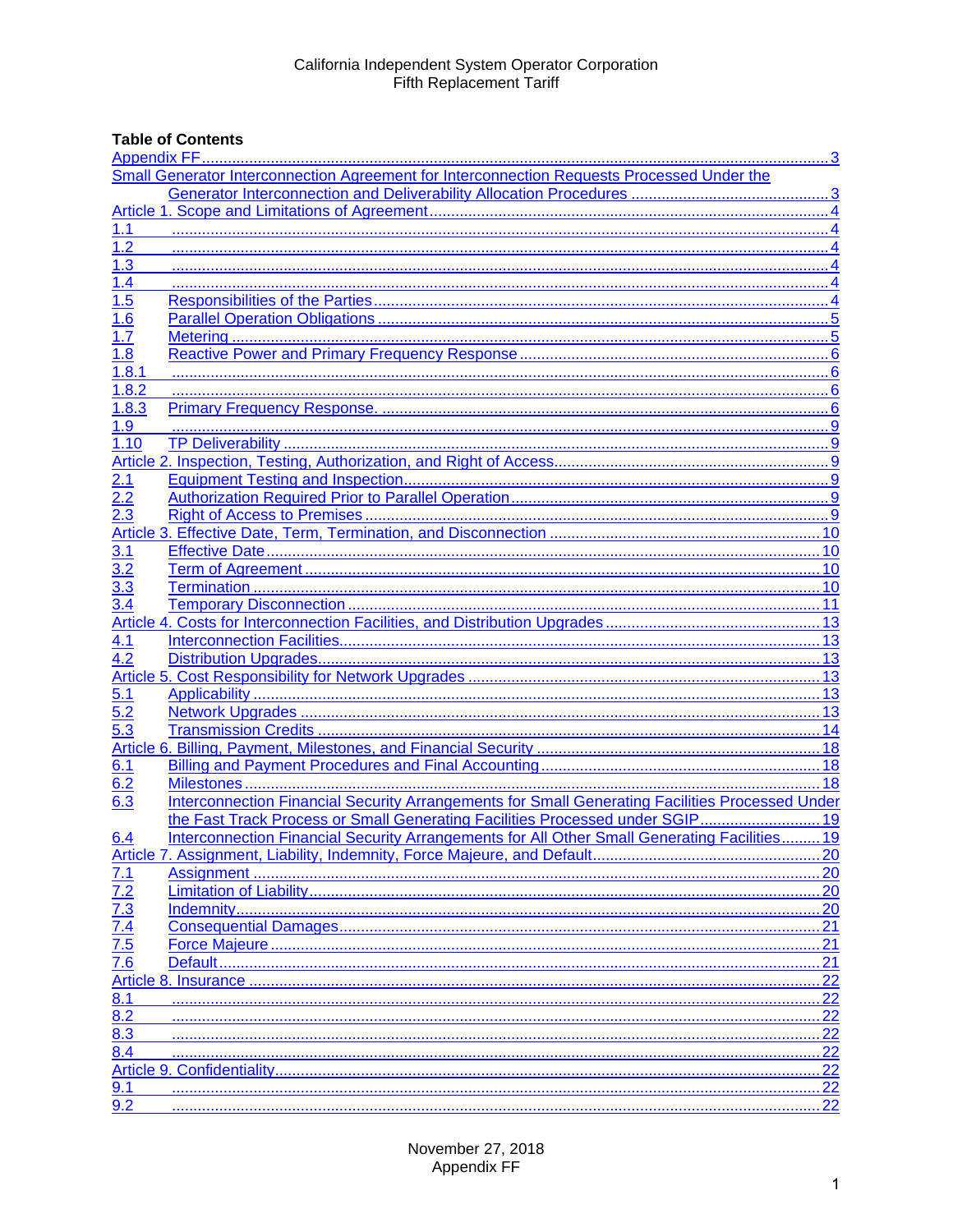California Independent System Operator Corporation
Fifth Replacement Tariff

**Table of Contents**

Appendix FF ..... 3
Small Generator Interconnection Agreement for Interconnection Requests Processed Under the Generator Interconnection and Deliverability Allocation Procedures ..... 3
Article 1. Scope and Limitations of Agreement ..... 4
1.1 ..... 4
1.2 ..... 4
1.3 ..... 4
1.4 ..... 4
1.5 Responsibilities of the Parties ..... 4
1.6 Parallel Operation Obligations ..... 5
1.7 Metering ..... 5
1.8 Reactive Power and Primary Frequency Response ..... 6
1.8.1 ..... 6
1.8.2 ..... 6
1.8.3 Primary Frequency Response. ..... 6
1.9 ..... 9
1.10 TP Deliverability ..... 9
Article 2. Inspection, Testing, Authorization, and Right of Access ..... 9
2.1 Equipment Testing and Inspection ..... 9
2.2 Authorization Required Prior to Parallel Operation ..... 9
2.3 Right of Access to Premises ..... 9
Article 3. Effective Date, Term, Termination, and Disconnection ..... 10
3.1 Effective Date ..... 10
3.2 Term of Agreement ..... 10
3.3 Termination ..... 10
3.4 Temporary Disconnection ..... 11
Article 4. Costs for Interconnection Facilities, and Distribution Upgrades ..... 13
4.1 Interconnection Facilities ..... 13
4.2 Distribution Upgrades ..... 13
Article 5. Cost Responsibility for Network Upgrades ..... 13
5.1 Applicability ..... 13
5.2 Network Upgrades ..... 13
5.3 Transmission Credits ..... 14
Article 6. Billing, Payment, Milestones, and Financial Security ..... 18
6.1 Billing and Payment Procedures and Final Accounting ..... 18
6.2 Milestones ..... 18
6.3 Interconnection Financial Security Arrangements for Small Generating Facilities Processed Under the Fast Track Process or Small Generating Facilities Processed under SGIP ..... 19
6.4 Interconnection Financial Security Arrangements for All Other Small Generating Facilities ..... 19
Article 7. Assignment, Liability, Indemnity, Force Majeure, and Default ..... 20
7.1 Assignment ..... 20
7.2 Limitation of Liability ..... 20
7.3 Indemnity ..... 20
7.4 Consequential Damages ..... 21
7.5 Force Majeure ..... 21
7.6 Default ..... 21
Article 8. Insurance ..... 22
8.1 ..... 22
8.2 ..... 22
8.3 ..... 22
8.4 ..... 22
Article 9. Confidentiality ..... 22
9.1 ..... 22
9.2 ..... 22

November 27, 2018
Appendix FF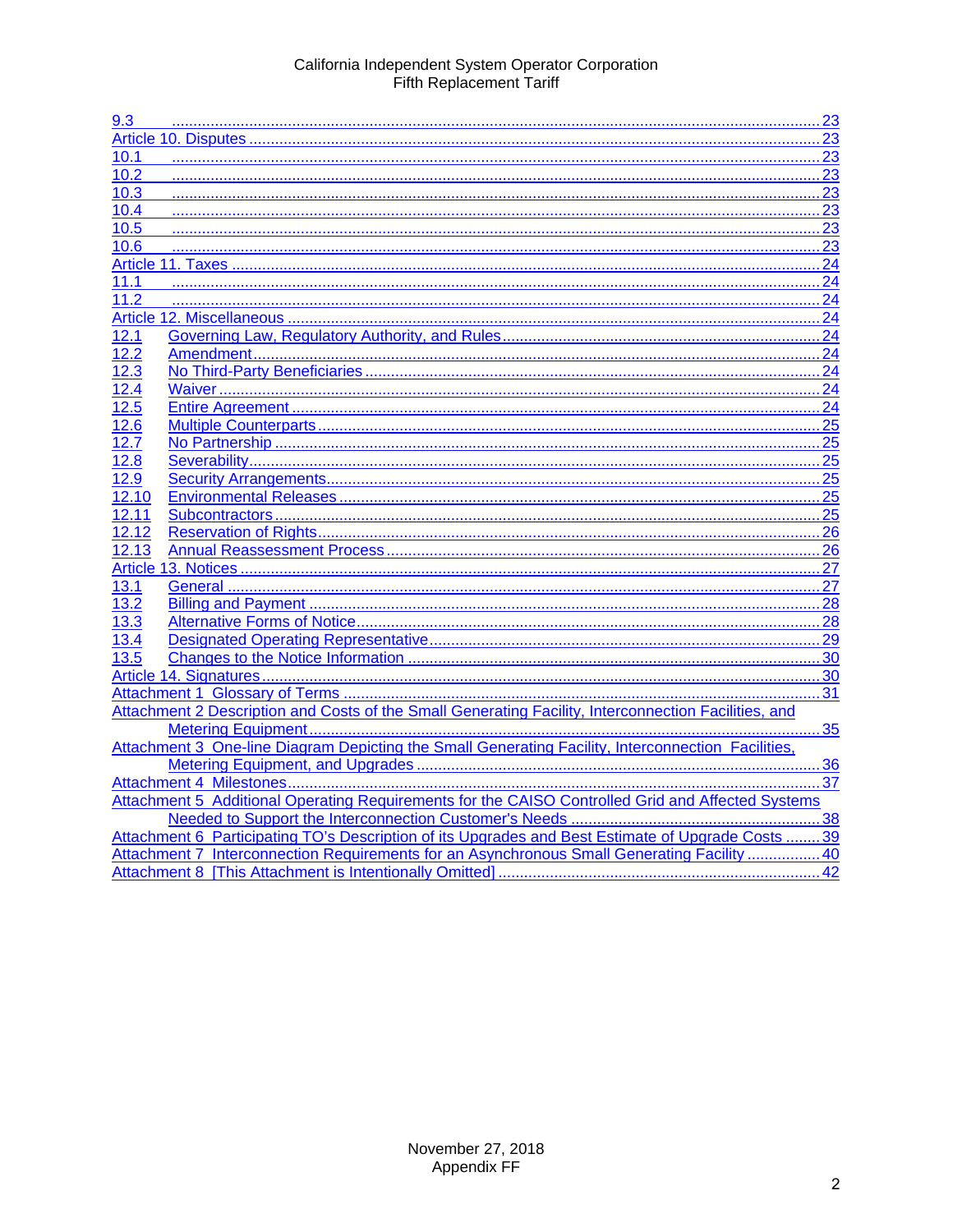9.3 ........................................................................................................................ 23
Article 10. Disputes ...................................................................................................... 23
10.1 ...................................................................................................................... 23
10.2 ...................................................................................................................... 23
10.3 ...................................................................................................................... 23
10.4 ...................................................................................................................... 23
10.5 ...................................................................................................................... 23
10.6 ...................................................................................................................... 23
Article 11. Taxes ........................................................................................................... 24
11.1 ...................................................................................................................... 24
11.2 ...................................................................................................................... 24
Article 12. Miscellaneous ............................................................................................. 24
12.1 Governing Law, Regulatory Authority, and Rules ............................................. 24
12.2 Amendment ...................................................................................................... 24
12.3 No Third-Party Beneficiaries ............................................................................. 24
12.4 Waiver ............................................................................................................... 24
12.5 Entire Agreement .............................................................................................. 24
12.6 Multiple Counterparts ....................................................................................... 25
12.7 No Partnership .................................................................................................. 25
12.8 Severability ....................................................................................................... 25
12.9 Security Arrangements ...................................................................................... 25
12.10 Environmental Releases ................................................................................. 25
12.11 Subcontractors ................................................................................................ 25
12.12 Reservation of Rights ...................................................................................... 26
12.13 Annual Reassessment Process ....................................................................... 26
Article 13. Notices ......................................................................................................... 27
13.1 General ............................................................................................................. 27
13.2 Billing and Payment .......................................................................................... 28
13.3 Alternative Forms of Notice ............................................................................... 28
13.4 Designated Operating Representative ............................................................... 29
13.5 Changes to the Notice Information ..................................................................... 30
Article 14. Signatures ..................................................................................................... 30
Attachment 1 Glossary of Terms ................................................................................... 31
Attachment 2 Description and Costs of the Small Generating Facility, Interconnection Facilities, and Metering Equipment ........................................................................................ 35
Attachment 3 One-line Diagram Depicting the Small Generating Facility, Interconnection Facilities, Metering Equipment, and Upgrades ................................................................ 36
Attachment 4 Milestones ............................................................................................... 37
Attachment 5 Additional Operating Requirements for the CAISO Controlled Grid and Affected Systems Needed to Support the Interconnection Customer's Needs ........................................ 38
Attachment 6 Participating TO's Description of its Upgrades and Best Estimate of Upgrade Costs ........ 39
Attachment 7 Interconnection Requirements for an Asynchronous Small Generating Facility ................ 40
Attachment 8 [This Attachment is Intentionally Omitted] .............................................. 42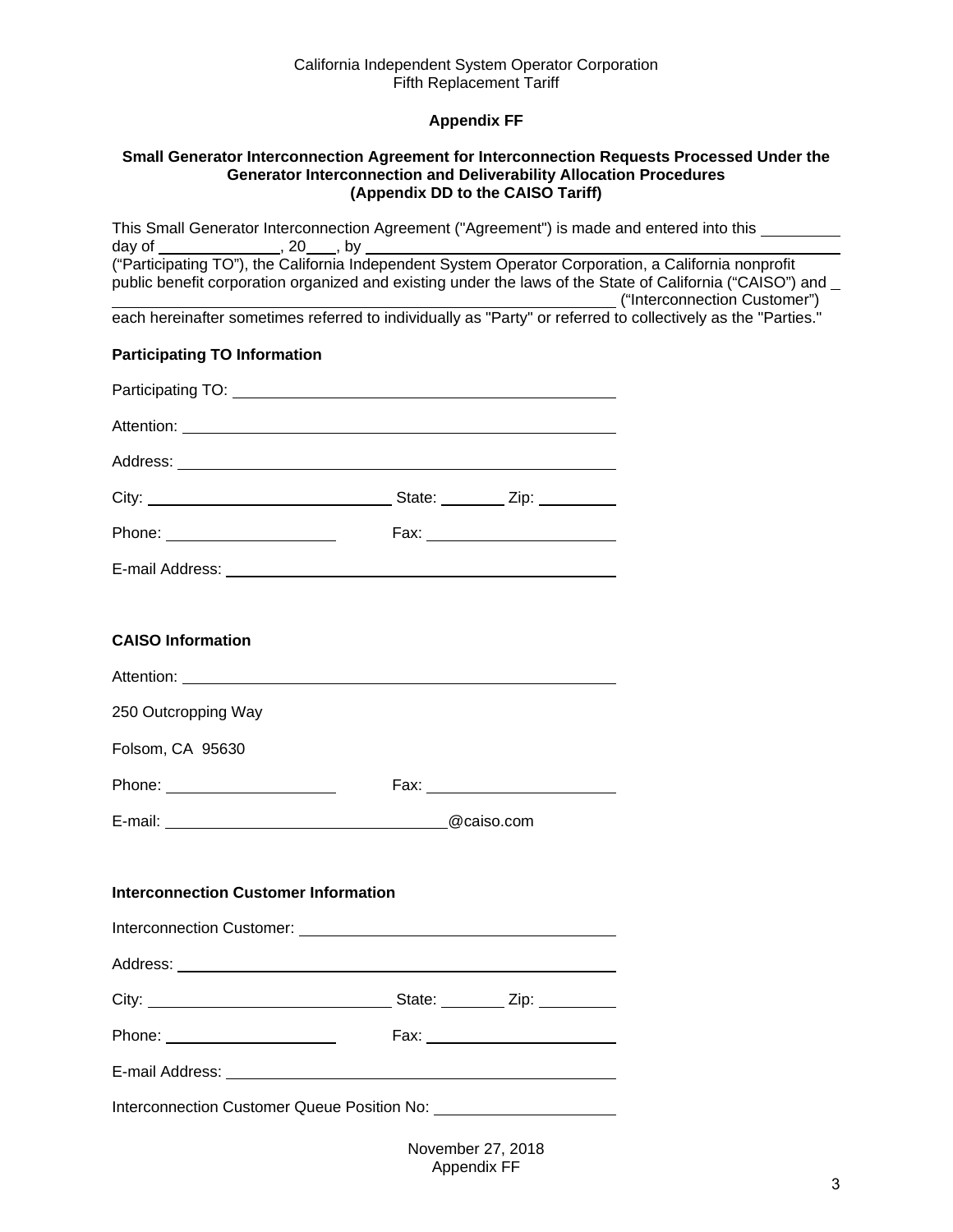California Independent System Operator Corporation
Fifth Replacement Tariff

**Appendix FF**

**Small Generator Interconnection Agreement for Interconnection Requests Processed Under the Generator Interconnection and Deliverability Allocation Procedures (Appendix DD to the CAISO Tariff)**

This Small Generator Interconnection Agreement ("Agreement") is made and entered into this _________ day of ______________, 20___, by ______________________________________________________ ("Participating TO"), the California Independent System Operator Corporation, a California nonprofit public benefit corporation organized and existing under the laws of the State of California ("CAISO") and _ ______________________________________________________________ ("Interconnection Customer") each hereinafter sometimes referred to individually as "Party" or referred to collectively as the "Parties."

**Participating TO Information**

Participating TO: ______________________________________

Attention: ______________________________________

Address: ______________________________________

City: ___________________________ State: ________ Zip: _________

Phone: ____________________ Fax: ______________________

E-mail Address: ______________________________________

**CAISO Information**

Attention: ______________________________________

250 Outcropping Way

Folsom, CA 95630

Phone: ____________________ Fax: ______________________

E-mail: ________________________________@caiso.com

**Interconnection Customer Information**

Interconnection Customer: ______________________________________

Address: ______________________________________

City: ___________________________ State: ________ Zip: _________

Phone: ____________________ Fax: ______________________

E-mail Address: ______________________________________

Interconnection Customer Queue Position No: _____________________

November 27, 2018
Appendix FF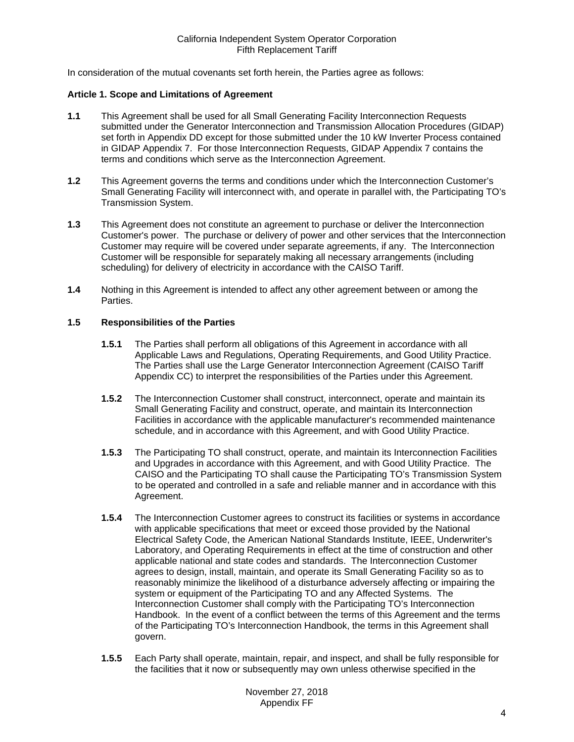In consideration of the mutual covenants set forth herein, the Parties agree as follows:

**Article 1. Scope and Limitations of Agreement**

**1.1** This Agreement shall be used for all Small Generating Facility Interconnection Requests submitted under the Generator Interconnection and Transmission Allocation Procedures (GIDAP) set forth in Appendix DD except for those submitted under the 10 kW Inverter Process contained in GIDAP Appendix 7. For those Interconnection Requests, GIDAP Appendix 7 contains the terms and conditions which serve as the Interconnection Agreement.

**1.2** This Agreement governs the terms and conditions under which the Interconnection Customer's Small Generating Facility will interconnect with, and operate in parallel with, the Participating TO's Transmission System.

**1.3** This Agreement does not constitute an agreement to purchase or deliver the Interconnection Customer's power. The purchase or delivery of power and other services that the Interconnection Customer may require will be covered under separate agreements, if any. The Interconnection Customer will be responsible for separately making all necessary arrangements (including scheduling) for delivery of electricity in accordance with the CAISO Tariff.

**1.4** Nothing in this Agreement is intended to affect any other agreement between or among the Parties.

**1.5 Responsibilities of the Parties**

**1.5.1** The Parties shall perform all obligations of this Agreement in accordance with all Applicable Laws and Regulations, Operating Requirements, and Good Utility Practice. The Parties shall use the Large Generator Interconnection Agreement (CAISO Tariff Appendix CC) to interpret the responsibilities of the Parties under this Agreement.

**1.5.2** The Interconnection Customer shall construct, interconnect, operate and maintain its Small Generating Facility and construct, operate, and maintain its Interconnection Facilities in accordance with the applicable manufacturer's recommended maintenance schedule, and in accordance with this Agreement, and with Good Utility Practice.

**1.5.3** The Participating TO shall construct, operate, and maintain its Interconnection Facilities and Upgrades in accordance with this Agreement, and with Good Utility Practice. The CAISO and the Participating TO shall cause the Participating TO's Transmission System to be operated and controlled in a safe and reliable manner and in accordance with this Agreement.

**1.5.4** The Interconnection Customer agrees to construct its facilities or systems in accordance with applicable specifications that meet or exceed those provided by the National Electrical Safety Code, the American National Standards Institute, IEEE, Underwriter's Laboratory, and Operating Requirements in effect at the time of construction and other applicable national and state codes and standards. The Interconnection Customer agrees to design, install, maintain, and operate its Small Generating Facility so as to reasonably minimize the likelihood of a disturbance adversely affecting or impairing the system or equipment of the Participating TO and any Affected Systems. The Interconnection Customer shall comply with the Participating TO's Interconnection Handbook. In the event of a conflict between the terms of this Agreement and the terms of the Participating TO's Interconnection Handbook, the terms in this Agreement shall govern.

**1.5.5** Each Party shall operate, maintain, repair, and inspect, and shall be fully responsible for the facilities that it now or subsequently may own unless otherwise specified in the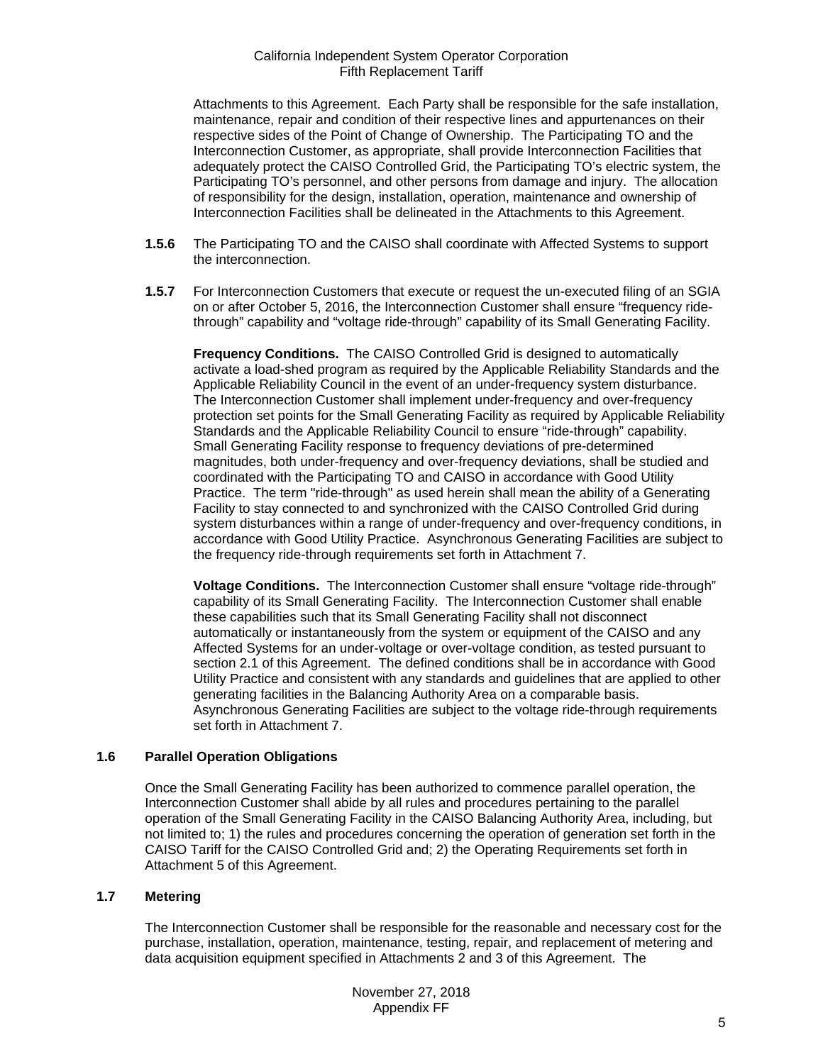Attachments to this Agreement. Each Party shall be responsible for the safe installation, maintenance, repair and condition of their respective lines and appurtenances on their respective sides of the Point of Change of Ownership. The Participating TO and the Interconnection Customer, as appropriate, shall provide Interconnection Facilities that adequately protect the CAISO Controlled Grid, the Participating TO's electric system, the Participating TO's personnel, and other persons from damage and injury. The allocation of responsibility for the design, installation, operation, maintenance and ownership of Interconnection Facilities shall be delineated in the Attachments to this Agreement.

**1.5.6** The Participating TO and the CAISO shall coordinate with Affected Systems to support the interconnection.

**1.5.7** For Interconnection Customers that execute or request the un-executed filing of an SGIA on or after October 5, 2016, the Interconnection Customer shall ensure "frequency ride-through" capability and "voltage ride-through" capability of its Small Generating Facility.

**Frequency Conditions.** The CAISO Controlled Grid is designed to automatically activate a load-shed program as required by the Applicable Reliability Standards and the Applicable Reliability Council in the event of an under-frequency system disturbance. The Interconnection Customer shall implement under-frequency and over-frequency protection set points for the Small Generating Facility as required by Applicable Reliability Standards and the Applicable Reliability Council to ensure "ride-through" capability. Small Generating Facility response to frequency deviations of pre-determined magnitudes, both under-frequency and over-frequency deviations, shall be studied and coordinated with the Participating TO and CAISO in accordance with Good Utility Practice. The term "ride-through" as used herein shall mean the ability of a Generating Facility to stay connected to and synchronized with the CAISO Controlled Grid during system disturbances within a range of under-frequency and over-frequency conditions, in accordance with Good Utility Practice. Asynchronous Generating Facilities are subject to the frequency ride-through requirements set forth in Attachment 7.

**Voltage Conditions.** The Interconnection Customer shall ensure "voltage ride-through" capability of its Small Generating Facility. The Interconnection Customer shall enable these capabilities such that its Small Generating Facility shall not disconnect automatically or instantaneously from the system or equipment of the CAISO and any Affected Systems for an under-voltage or over-voltage condition, as tested pursuant to section 2.1 of this Agreement. The defined conditions shall be in accordance with Good Utility Practice and consistent with any standards and guidelines that are applied to other generating facilities in the Balancing Authority Area on a comparable basis. Asynchronous Generating Facilities are subject to the voltage ride-through requirements set forth in Attachment 7.

### 1.6 Parallel Operation Obligations

Once the Small Generating Facility has been authorized to commence parallel operation, the Interconnection Customer shall abide by all rules and procedures pertaining to the parallel operation of the Small Generating Facility in the CAISO Balancing Authority Area, including, but not limited to; 1) the rules and procedures concerning the operation of generation set forth in the CAISO Tariff for the CAISO Controlled Grid and; 2) the Operating Requirements set forth in Attachment 5 of this Agreement.

### 1.7 Metering

The Interconnection Customer shall be responsible for the reasonable and necessary cost for the purchase, installation, operation, maintenance, testing, repair, and replacement of metering and data acquisition equipment specified in Attachments 2 and 3 of this Agreement. The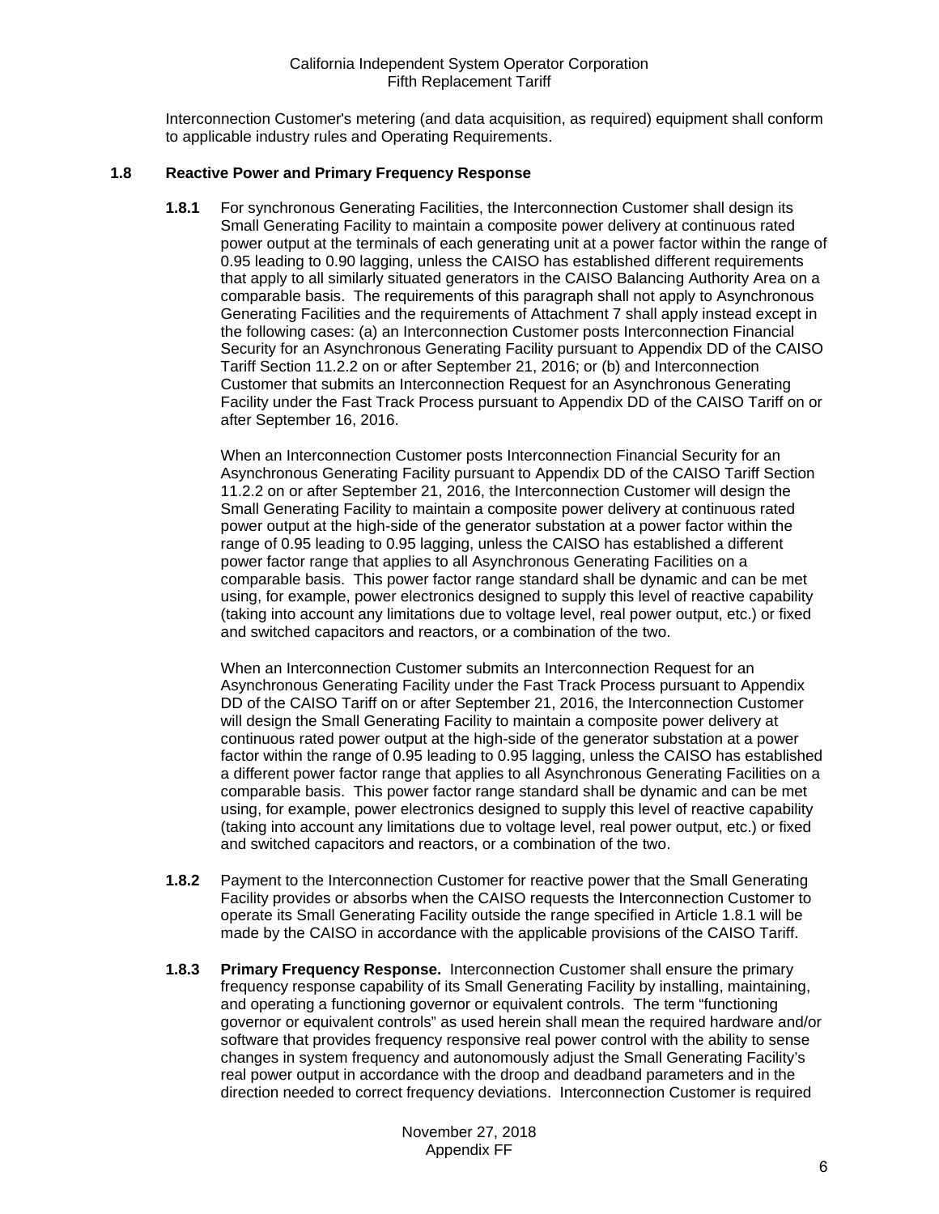Interconnection Customer's metering (and data acquisition, as required) equipment shall conform to applicable industry rules and Operating Requirements.

### 1.8 Reactive Power and Primary Frequency Response

**1.8.1** For synchronous Generating Facilities, the Interconnection Customer shall design its Small Generating Facility to maintain a composite power delivery at continuous rated power output at the terminals of each generating unit at a power factor within the range of 0.95 leading to 0.90 lagging, unless the CAISO has established different requirements that apply to all similarly situated generators in the CAISO Balancing Authority Area on a comparable basis. The requirements of this paragraph shall not apply to Asynchronous Generating Facilities and the requirements of Attachment 7 shall apply instead except in the following cases: (a) an Interconnection Customer posts Interconnection Financial Security for an Asynchronous Generating Facility pursuant to Appendix DD of the CAISO Tariff Section 11.2.2 on or after September 21, 2016; or (b) and Interconnection Customer that submits an Interconnection Request for an Asynchronous Generating Facility under the Fast Track Process pursuant to Appendix DD of the CAISO Tariff on or after September 16, 2016.

When an Interconnection Customer posts Interconnection Financial Security for an Asynchronous Generating Facility pursuant to Appendix DD of the CAISO Tariff Section 11.2.2 on or after September 21, 2016, the Interconnection Customer will design the Small Generating Facility to maintain a composite power delivery at continuous rated power output at the high-side of the generator substation at a power factor within the range of 0.95 leading to 0.95 lagging, unless the CAISO has established a different power factor range that applies to all Asynchronous Generating Facilities on a comparable basis. This power factor range standard shall be dynamic and can be met using, for example, power electronics designed to supply this level of reactive capability (taking into account any limitations due to voltage level, real power output, etc.) or fixed and switched capacitors and reactors, or a combination of the two.

When an Interconnection Customer submits an Interconnection Request for an Asynchronous Generating Facility under the Fast Track Process pursuant to Appendix DD of the CAISO Tariff on or after September 21, 2016, the Interconnection Customer will design the Small Generating Facility to maintain a composite power delivery at continuous rated power output at the high-side of the generator substation at a power factor within the range of 0.95 leading to 0.95 lagging, unless the CAISO has established a different power factor range that applies to all Asynchronous Generating Facilities on a comparable basis. This power factor range standard shall be dynamic and can be met using, for example, power electronics designed to supply this level of reactive capability (taking into account any limitations due to voltage level, real power output, etc.) or fixed and switched capacitors and reactors, or a combination of the two.

**1.8.2** Payment to the Interconnection Customer for reactive power that the Small Generating Facility provides or absorbs when the CAISO requests the Interconnection Customer to operate its Small Generating Facility outside the range specified in Article 1.8.1 will be made by the CAISO in accordance with the applicable provisions of the CAISO Tariff.

**1.8.3** **Primary Frequency Response.** Interconnection Customer shall ensure the primary frequency response capability of its Small Generating Facility by installing, maintaining, and operating a functioning governor or equivalent controls. The term "functioning governor or equivalent controls" as used herein shall mean the required hardware and/or software that provides frequency responsive real power control with the ability to sense changes in system frequency and autonomously adjust the Small Generating Facility's real power output in accordance with the droop and deadband parameters and in the direction needed to correct frequency deviations. Interconnection Customer is required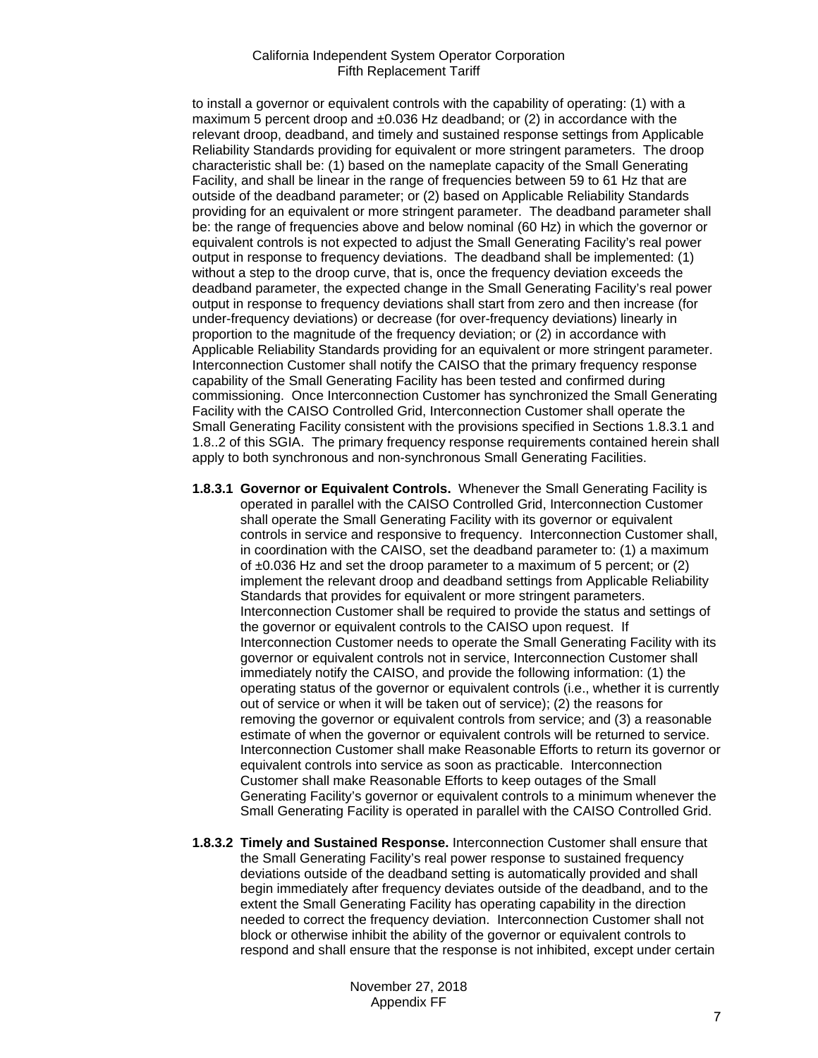to install a governor or equivalent controls with the capability of operating: (1) with a maximum 5 percent droop and ±0.036 Hz deadband; or (2) in accordance with the relevant droop, deadband, and timely and sustained response settings from Applicable Reliability Standards providing for equivalent or more stringent parameters. The droop characteristic shall be: (1) based on the nameplate capacity of the Small Generating Facility, and shall be linear in the range of frequencies between 59 to 61 Hz that are outside of the deadband parameter; or (2) based on Applicable Reliability Standards providing for an equivalent or more stringent parameter. The deadband parameter shall be: the range of frequencies above and below nominal (60 Hz) in which the governor or equivalent controls is not expected to adjust the Small Generating Facility's real power output in response to frequency deviations. The deadband shall be implemented: (1) without a step to the droop curve, that is, once the frequency deviation exceeds the deadband parameter, the expected change in the Small Generating Facility's real power output in response to frequency deviations shall start from zero and then increase (for under-frequency deviations) or decrease (for over-frequency deviations) linearly in proportion to the magnitude of the frequency deviation; or (2) in accordance with Applicable Reliability Standards providing for an equivalent or more stringent parameter. Interconnection Customer shall notify the CAISO that the primary frequency response capability of the Small Generating Facility has been tested and confirmed during commissioning. Once Interconnection Customer has synchronized the Small Generating Facility with the CAISO Controlled Grid, Interconnection Customer shall operate the Small Generating Facility consistent with the provisions specified in Sections 1.8.3.1 and 1.8..2 of this SGIA. The primary frequency response requirements contained herein shall apply to both synchronous and non-synchronous Small Generating Facilities.

**1.8.3.1 Governor or Equivalent Controls.** Whenever the Small Generating Facility is operated in parallel with the CAISO Controlled Grid, Interconnection Customer shall operate the Small Generating Facility with its governor or equivalent controls in service and responsive to frequency. Interconnection Customer shall, in coordination with the CAISO, set the deadband parameter to: (1) a maximum of ±0.036 Hz and set the droop parameter to a maximum of 5 percent; or (2) implement the relevant droop and deadband settings from Applicable Reliability Standards that provides for equivalent or more stringent parameters. Interconnection Customer shall be required to provide the status and settings of the governor or equivalent controls to the CAISO upon request. If Interconnection Customer needs to operate the Small Generating Facility with its governor or equivalent controls not in service, Interconnection Customer shall immediately notify the CAISO, and provide the following information: (1) the operating status of the governor or equivalent controls (i.e., whether it is currently out of service or when it will be taken out of service); (2) the reasons for removing the governor or equivalent controls from service; and (3) a reasonable estimate of when the governor or equivalent controls will be returned to service. Interconnection Customer shall make Reasonable Efforts to return its governor or equivalent controls into service as soon as practicable. Interconnection Customer shall make Reasonable Efforts to keep outages of the Small Generating Facility's governor or equivalent controls to a minimum whenever the Small Generating Facility is operated in parallel with the CAISO Controlled Grid.

**1.8.3.2 Timely and Sustained Response.** Interconnection Customer shall ensure that the Small Generating Facility's real power response to sustained frequency deviations outside of the deadband setting is automatically provided and shall begin immediately after frequency deviates outside of the deadband, and to the extent the Small Generating Facility has operating capability in the direction needed to correct the frequency deviation. Interconnection Customer shall not block or otherwise inhibit the ability of the governor or equivalent controls to respond and shall ensure that the response is not inhibited, except under certain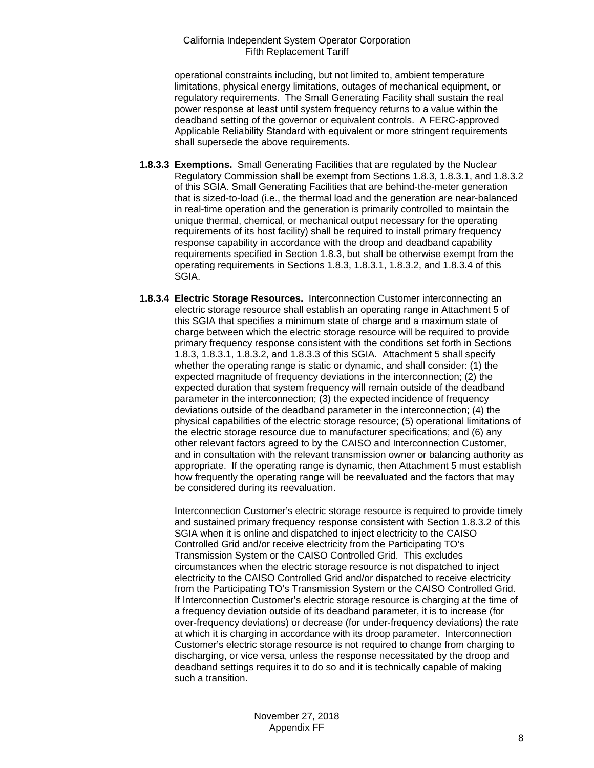operational constraints including, but not limited to, ambient temperature limitations, physical energy limitations, outages of mechanical equipment, or regulatory requirements. The Small Generating Facility shall sustain the real power response at least until system frequency returns to a value within the deadband setting of the governor or equivalent controls. A FERC-approved Applicable Reliability Standard with equivalent or more stringent requirements shall supersede the above requirements.

**1.8.3.3 Exemptions.** Small Generating Facilities that are regulated by the Nuclear Regulatory Commission shall be exempt from Sections 1.8.3, 1.8.3.1, and 1.8.3.2 of this SGIA. Small Generating Facilities that are behind-the-meter generation that is sized-to-load (i.e., the thermal load and the generation are near-balanced in real-time operation and the generation is primarily controlled to maintain the unique thermal, chemical, or mechanical output necessary for the operating requirements of its host facility) shall be required to install primary frequency response capability in accordance with the droop and deadband capability requirements specified in Section 1.8.3, but shall be otherwise exempt from the operating requirements in Sections 1.8.3, 1.8.3.1, 1.8.3.2, and 1.8.3.4 of this SGIA.

**1.8.3.4 Electric Storage Resources.** Interconnection Customer interconnecting an electric storage resource shall establish an operating range in Attachment 5 of this SGIA that specifies a minimum state of charge and a maximum state of charge between which the electric storage resource will be required to provide primary frequency response consistent with the conditions set forth in Sections 1.8.3, 1.8.3.1, 1.8.3.2, and 1.8.3.3 of this SGIA. Attachment 5 shall specify whether the operating range is static or dynamic, and shall consider: (1) the expected magnitude of frequency deviations in the interconnection; (2) the expected duration that system frequency will remain outside of the deadband parameter in the interconnection; (3) the expected incidence of frequency deviations outside of the deadband parameter in the interconnection; (4) the physical capabilities of the electric storage resource; (5) operational limitations of the electric storage resource due to manufacturer specifications; and (6) any other relevant factors agreed to by the CAISO and Interconnection Customer, and in consultation with the relevant transmission owner or balancing authority as appropriate. If the operating range is dynamic, then Attachment 5 must establish how frequently the operating range will be reevaluated and the factors that may be considered during its reevaluation.

Interconnection Customer's electric storage resource is required to provide timely and sustained primary frequency response consistent with Section 1.8.3.2 of this SGIA when it is online and dispatched to inject electricity to the CAISO Controlled Grid and/or receive electricity from the Participating TO's Transmission System or the CAISO Controlled Grid. This excludes circumstances when the electric storage resource is not dispatched to inject electricity to the CAISO Controlled Grid and/or dispatched to receive electricity from the Participating TO's Transmission System or the CAISO Controlled Grid. If Interconnection Customer's electric storage resource is charging at the time of a frequency deviation outside of its deadband parameter, it is to increase (for over-frequency deviations) or decrease (for under-frequency deviations) the rate at which it is charging in accordance with its droop parameter. Interconnection Customer's electric storage resource is not required to change from charging to discharging, or vice versa, unless the response necessitated by the droop and deadband settings requires it to do so and it is technically capable of making such a transition.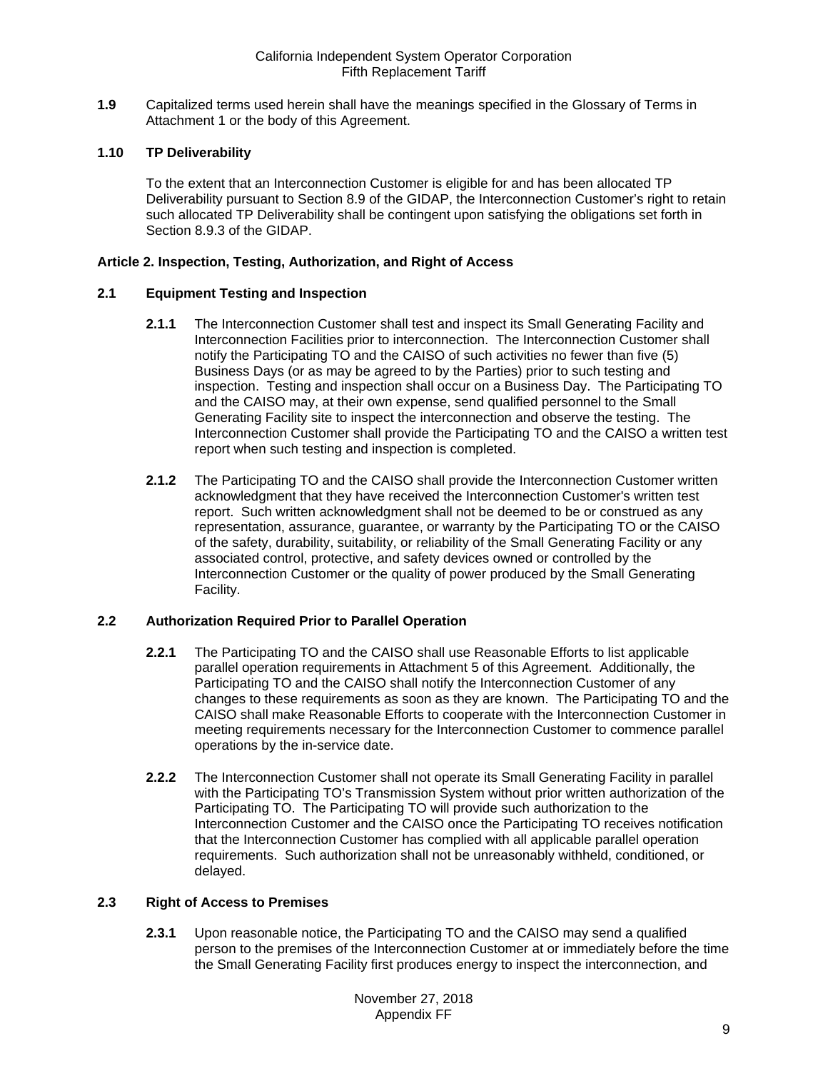**1.9** Capitalized terms used herein shall have the meanings specified in the Glossary of Terms in Attachment 1 or the body of this Agreement.

**1.10 TP Deliverability**

To the extent that an Interconnection Customer is eligible for and has been allocated TP Deliverability pursuant to Section 8.9 of the GIDAP, the Interconnection Customer's right to retain such allocated TP Deliverability shall be contingent upon satisfying the obligations set forth in Section 8.9.3 of the GIDAP.

**Article 2. Inspection, Testing, Authorization, and Right of Access**

**2.1 Equipment Testing and Inspection**

**2.1.1** The Interconnection Customer shall test and inspect its Small Generating Facility and Interconnection Facilities prior to interconnection. The Interconnection Customer shall notify the Participating TO and the CAISO of such activities no fewer than five (5) Business Days (or as may be agreed to by the Parties) prior to such testing and inspection. Testing and inspection shall occur on a Business Day. The Participating TO and the CAISO may, at their own expense, send qualified personnel to the Small Generating Facility site to inspect the interconnection and observe the testing. The Interconnection Customer shall provide the Participating TO and the CAISO a written test report when such testing and inspection is completed.

**2.1.2** The Participating TO and the CAISO shall provide the Interconnection Customer written acknowledgment that they have received the Interconnection Customer's written test report. Such written acknowledgment shall not be deemed to be or construed as any representation, assurance, guarantee, or warranty by the Participating TO or the CAISO of the safety, durability, suitability, or reliability of the Small Generating Facility or any associated control, protective, and safety devices owned or controlled by the Interconnection Customer or the quality of power produced by the Small Generating Facility.

**2.2 Authorization Required Prior to Parallel Operation**

**2.2.1** The Participating TO and the CAISO shall use Reasonable Efforts to list applicable parallel operation requirements in Attachment 5 of this Agreement. Additionally, the Participating TO and the CAISO shall notify the Interconnection Customer of any changes to these requirements as soon as they are known. The Participating TO and the CAISO shall make Reasonable Efforts to cooperate with the Interconnection Customer in meeting requirements necessary for the Interconnection Customer to commence parallel operations by the in-service date.

**2.2.2** The Interconnection Customer shall not operate its Small Generating Facility in parallel with the Participating TO's Transmission System without prior written authorization of the Participating TO. The Participating TO will provide such authorization to the Interconnection Customer and the CAISO once the Participating TO receives notification that the Interconnection Customer has complied with all applicable parallel operation requirements. Such authorization shall not be unreasonably withheld, conditioned, or delayed.

**2.3 Right of Access to Premises**

**2.3.1** Upon reasonable notice, the Participating TO and the CAISO may send a qualified person to the premises of the Interconnection Customer at or immediately before the time the Small Generating Facility first produces energy to inspect the interconnection, and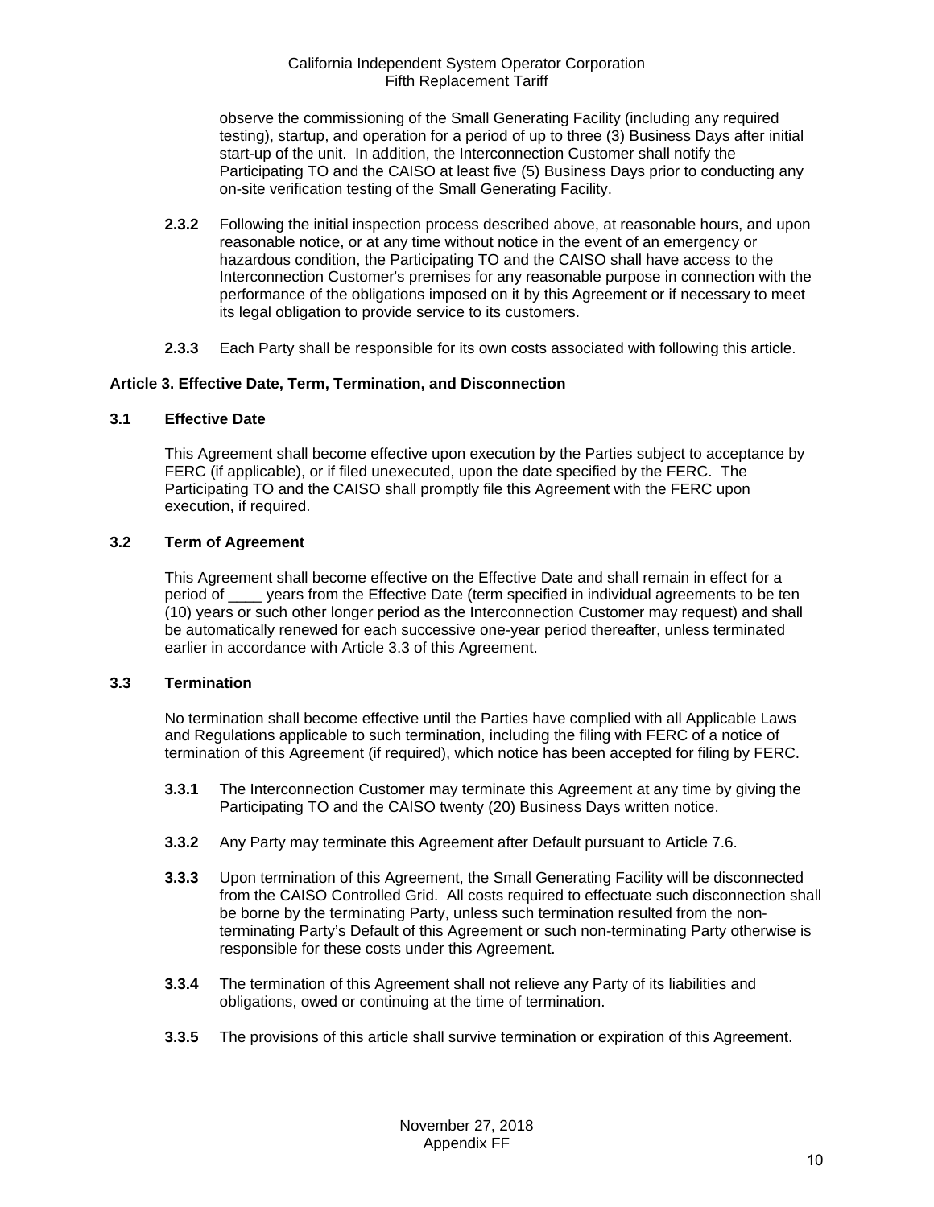observe the commissioning of the Small Generating Facility (including any required testing), startup, and operation for a period of up to three (3) Business Days after initial start-up of the unit. In addition, the Interconnection Customer shall notify the Participating TO and the CAISO at least five (5) Business Days prior to conducting any on-site verification testing of the Small Generating Facility.

**2.3.2** Following the initial inspection process described above, at reasonable hours, and upon reasonable notice, or at any time without notice in the event of an emergency or hazardous condition, the Participating TO and the CAISO shall have access to the Interconnection Customer's premises for any reasonable purpose in connection with the performance of the obligations imposed on it by this Agreement or if necessary to meet its legal obligation to provide service to its customers.

**2.3.3** Each Party shall be responsible for its own costs associated with following this article.

**Article 3. Effective Date, Term, Termination, and Disconnection**

**3.1 Effective Date**

This Agreement shall become effective upon execution by the Parties subject to acceptance by FERC (if applicable), or if filed unexecuted, upon the date specified by the FERC. The Participating TO and the CAISO shall promptly file this Agreement with the FERC upon execution, if required.

**3.2 Term of Agreement**

This Agreement shall become effective on the Effective Date and shall remain in effect for a period of ____ years from the Effective Date (term specified in individual agreements to be ten (10) years or such other longer period as the Interconnection Customer may request) and shall be automatically renewed for each successive one-year period thereafter, unless terminated earlier in accordance with Article 3.3 of this Agreement.

**3.3 Termination**

No termination shall become effective until the Parties have complied with all Applicable Laws and Regulations applicable to such termination, including the filing with FERC of a notice of termination of this Agreement (if required), which notice has been accepted for filing by FERC.

**3.3.1** The Interconnection Customer may terminate this Agreement at any time by giving the Participating TO and the CAISO twenty (20) Business Days written notice.

**3.3.2** Any Party may terminate this Agreement after Default pursuant to Article 7.6.

**3.3.3** Upon termination of this Agreement, the Small Generating Facility will be disconnected from the CAISO Controlled Grid. All costs required to effectuate such disconnection shall be borne by the terminating Party, unless such termination resulted from the non-terminating Party's Default of this Agreement or such non-terminating Party otherwise is responsible for these costs under this Agreement.

**3.3.4** The termination of this Agreement shall not relieve any Party of its liabilities and obligations, owed or continuing at the time of termination.

**3.3.5** The provisions of this article shall survive termination or expiration of this Agreement.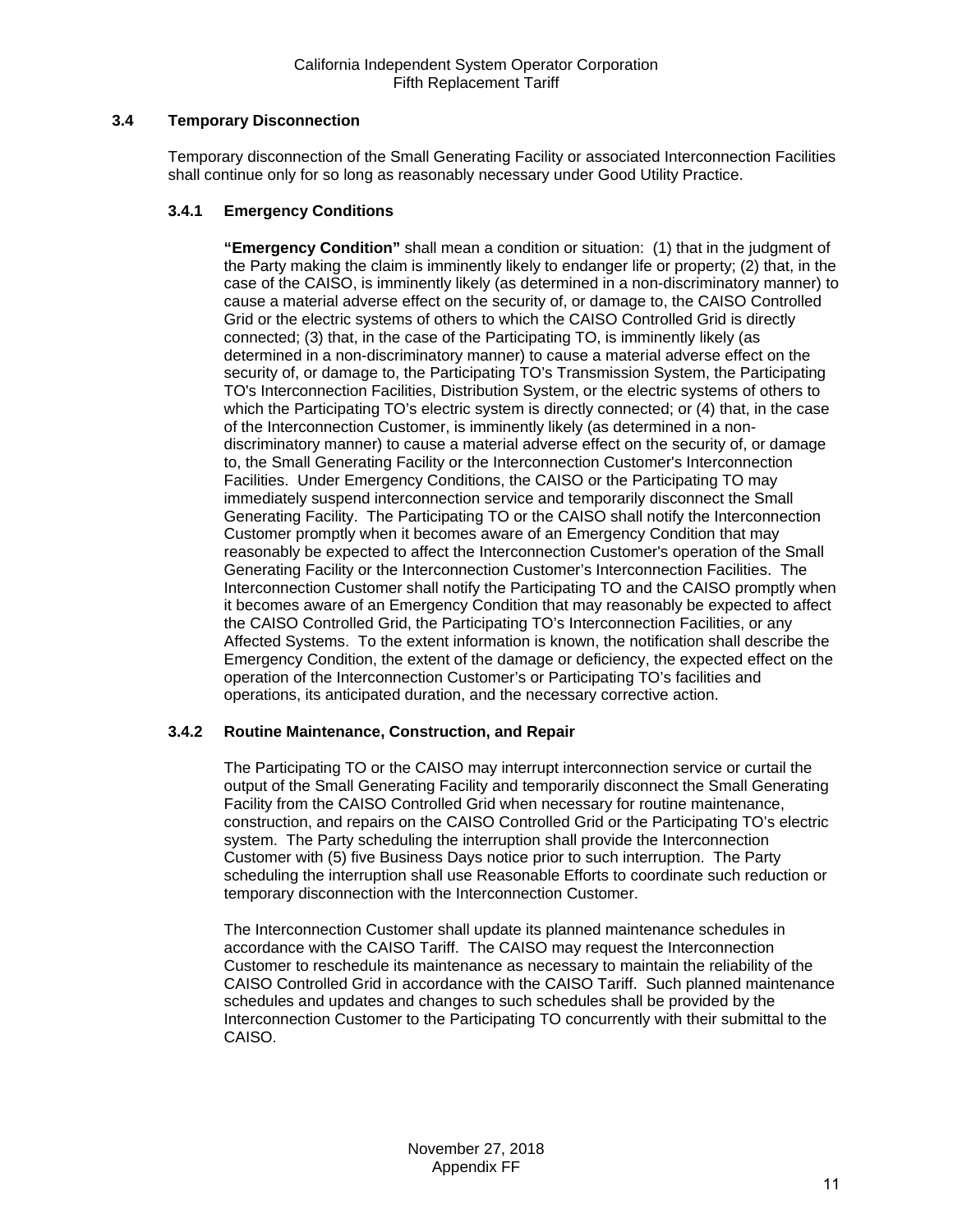### 3.4 Temporary Disconnection

Temporary disconnection of the Small Generating Facility or associated Interconnection Facilities shall continue only for so long as reasonably necessary under Good Utility Practice.

#### 3.4.1 Emergency Conditions

**"Emergency Condition"** shall mean a condition or situation: (1) that in the judgment of the Party making the claim is imminently likely to endanger life or property; (2) that, in the case of the CAISO, is imminently likely (as determined in a non-discriminatory manner) to cause a material adverse effect on the security of, or damage to, the CAISO Controlled Grid or the electric systems of others to which the CAISO Controlled Grid is directly connected; (3) that, in the case of the Participating TO, is imminently likely (as determined in a non-discriminatory manner) to cause a material adverse effect on the security of, or damage to, the Participating TO's Transmission System, the Participating TO's Interconnection Facilities, Distribution System, or the electric systems of others to which the Participating TO's electric system is directly connected; or (4) that, in the case of the Interconnection Customer, is imminently likely (as determined in a non-discriminatory manner) to cause a material adverse effect on the security of, or damage to, the Small Generating Facility or the Interconnection Customer's Interconnection Facilities. Under Emergency Conditions, the CAISO or the Participating TO may immediately suspend interconnection service and temporarily disconnect the Small Generating Facility. The Participating TO or the CAISO shall notify the Interconnection Customer promptly when it becomes aware of an Emergency Condition that may reasonably be expected to affect the Interconnection Customer's operation of the Small Generating Facility or the Interconnection Customer's Interconnection Facilities. The Interconnection Customer shall notify the Participating TO and the CAISO promptly when it becomes aware of an Emergency Condition that may reasonably be expected to affect the CAISO Controlled Grid, the Participating TO's Interconnection Facilities, or any Affected Systems. To the extent information is known, the notification shall describe the Emergency Condition, the extent of the damage or deficiency, the expected effect on the operation of the Interconnection Customer's or Participating TO's facilities and operations, its anticipated duration, and the necessary corrective action.

#### 3.4.2 Routine Maintenance, Construction, and Repair

The Participating TO or the CAISO may interrupt interconnection service or curtail the output of the Small Generating Facility and temporarily disconnect the Small Generating Facility from the CAISO Controlled Grid when necessary for routine maintenance, construction, and repairs on the CAISO Controlled Grid or the Participating TO's electric system. The Party scheduling the interruption shall provide the Interconnection Customer with (5) five Business Days notice prior to such interruption. The Party scheduling the interruption shall use Reasonable Efforts to coordinate such reduction or temporary disconnection with the Interconnection Customer.

The Interconnection Customer shall update its planned maintenance schedules in accordance with the CAISO Tariff. The CAISO may request the Interconnection Customer to reschedule its maintenance as necessary to maintain the reliability of the CAISO Controlled Grid in accordance with the CAISO Tariff. Such planned maintenance schedules and updates and changes to such schedules shall be provided by the Interconnection Customer to the Participating TO concurrently with their submittal to the CAISO.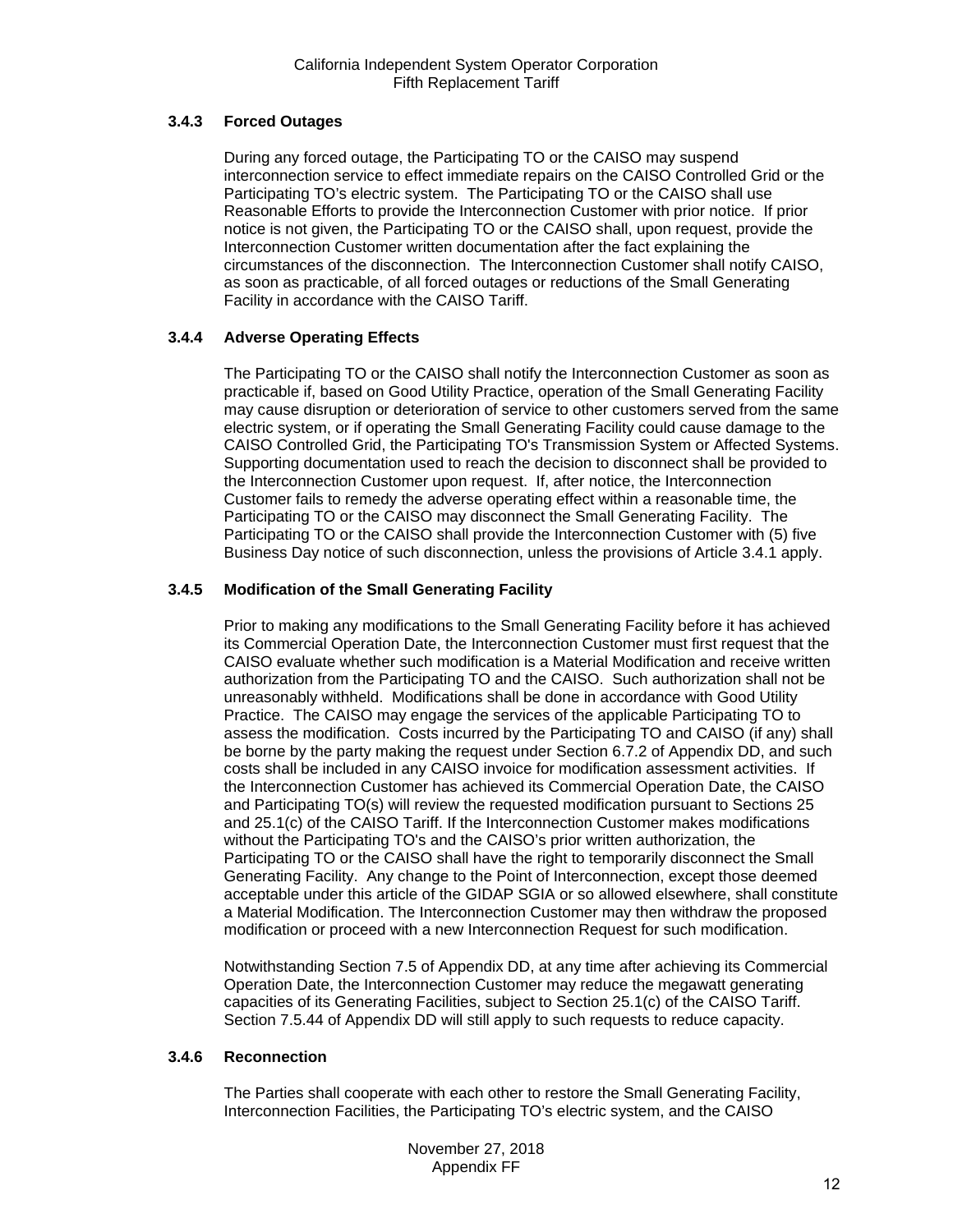### 3.4.3 Forced Outages

During any forced outage, the Participating TO or the CAISO may suspend interconnection service to effect immediate repairs on the CAISO Controlled Grid or the Participating TO's electric system. The Participating TO or the CAISO shall use Reasonable Efforts to provide the Interconnection Customer with prior notice. If prior notice is not given, the Participating TO or the CAISO shall, upon request, provide the Interconnection Customer written documentation after the fact explaining the circumstances of the disconnection. The Interconnection Customer shall notify CAISO, as soon as practicable, of all forced outages or reductions of the Small Generating Facility in accordance with the CAISO Tariff.

### 3.4.4 Adverse Operating Effects

The Participating TO or the CAISO shall notify the Interconnection Customer as soon as practicable if, based on Good Utility Practice, operation of the Small Generating Facility may cause disruption or deterioration of service to other customers served from the same electric system, or if operating the Small Generating Facility could cause damage to the CAISO Controlled Grid, the Participating TO's Transmission System or Affected Systems. Supporting documentation used to reach the decision to disconnect shall be provided to the Interconnection Customer upon request. If, after notice, the Interconnection Customer fails to remedy the adverse operating effect within a reasonable time, the Participating TO or the CAISO may disconnect the Small Generating Facility. The Participating TO or the CAISO shall provide the Interconnection Customer with (5) five Business Day notice of such disconnection, unless the provisions of Article 3.4.1 apply.

### 3.4.5 Modification of the Small Generating Facility

Prior to making any modifications to the Small Generating Facility before it has achieved its Commercial Operation Date, the Interconnection Customer must first request that the CAISO evaluate whether such modification is a Material Modification and receive written authorization from the Participating TO and the CAISO. Such authorization shall not be unreasonably withheld. Modifications shall be done in accordance with Good Utility Practice. The CAISO may engage the services of the applicable Participating TO to assess the modification. Costs incurred by the Participating TO and CAISO (if any) shall be borne by the party making the request under Section 6.7.2 of Appendix DD, and such costs shall be included in any CAISO invoice for modification assessment activities. If the Interconnection Customer has achieved its Commercial Operation Date, the CAISO and Participating TO(s) will review the requested modification pursuant to Sections 25 and 25.1(c) of the CAISO Tariff. If the Interconnection Customer makes modifications without the Participating TO's and the CAISO's prior written authorization, the Participating TO or the CAISO shall have the right to temporarily disconnect the Small Generating Facility. Any change to the Point of Interconnection, except those deemed acceptable under this article of the GIDAP SGIA or so allowed elsewhere, shall constitute a Material Modification. The Interconnection Customer may then withdraw the proposed modification or proceed with a new Interconnection Request for such modification.

Notwithstanding Section 7.5 of Appendix DD, at any time after achieving its Commercial Operation Date, the Interconnection Customer may reduce the megawatt generating capacities of its Generating Facilities, subject to Section 25.1(c) of the CAISO Tariff. Section 7.5.44 of Appendix DD will still apply to such requests to reduce capacity.

### 3.4.6 Reconnection

The Parties shall cooperate with each other to restore the Small Generating Facility, Interconnection Facilities, the Participating TO's electric system, and the CAISO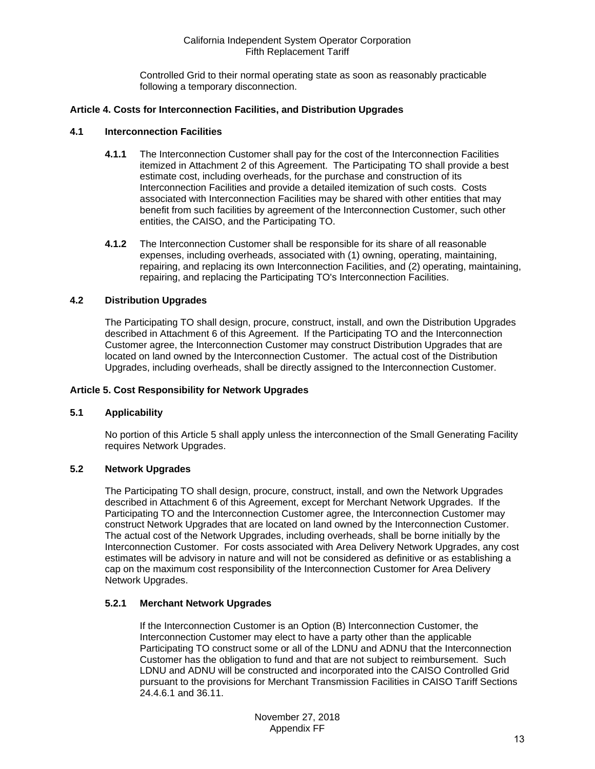Controlled Grid to their normal operating state as soon as reasonably practicable following a temporary disconnection.

## Article 4. Costs for Interconnection Facilities, and Distribution Upgrades

### 4.1 Interconnection Facilities

**4.1.1** The Interconnection Customer shall pay for the cost of the Interconnection Facilities itemized in Attachment 2 of this Agreement. The Participating TO shall provide a best estimate cost, including overheads, for the purchase and construction of its Interconnection Facilities and provide a detailed itemization of such costs. Costs associated with Interconnection Facilities may be shared with other entities that may benefit from such facilities by agreement of the Interconnection Customer, such other entities, the CAISO, and the Participating TO.

**4.1.2** The Interconnection Customer shall be responsible for its share of all reasonable expenses, including overheads, associated with (1) owning, operating, maintaining, repairing, and replacing its own Interconnection Facilities, and (2) operating, maintaining, repairing, and replacing the Participating TO's Interconnection Facilities.

### 4.2 Distribution Upgrades

The Participating TO shall design, procure, construct, install, and own the Distribution Upgrades described in Attachment 6 of this Agreement. If the Participating TO and the Interconnection Customer agree, the Interconnection Customer may construct Distribution Upgrades that are located on land owned by the Interconnection Customer. The actual cost of the Distribution Upgrades, including overheads, shall be directly assigned to the Interconnection Customer.

## Article 5. Cost Responsibility for Network Upgrades

### 5.1 Applicability

No portion of this Article 5 shall apply unless the interconnection of the Small Generating Facility requires Network Upgrades.

### 5.2 Network Upgrades

The Participating TO shall design, procure, construct, install, and own the Network Upgrades described in Attachment 6 of this Agreement, except for Merchant Network Upgrades. If the Participating TO and the Interconnection Customer agree, the Interconnection Customer may construct Network Upgrades that are located on land owned by the Interconnection Customer. The actual cost of the Network Upgrades, including overheads, shall be borne initially by the Interconnection Customer. For costs associated with Area Delivery Network Upgrades, any cost estimates will be advisory in nature and will not be considered as definitive or as establishing a cap on the maximum cost responsibility of the Interconnection Customer for Area Delivery Network Upgrades.

#### 5.2.1 Merchant Network Upgrades

If the Interconnection Customer is an Option (B) Interconnection Customer, the Interconnection Customer may elect to have a party other than the applicable Participating TO construct some or all of the LDNU and ADNU that the Interconnection Customer has the obligation to fund and that are not subject to reimbursement. Such LDNU and ADNU will be constructed and incorporated into the CAISO Controlled Grid pursuant to the provisions for Merchant Transmission Facilities in CAISO Tariff Sections 24.4.6.1 and 36.11.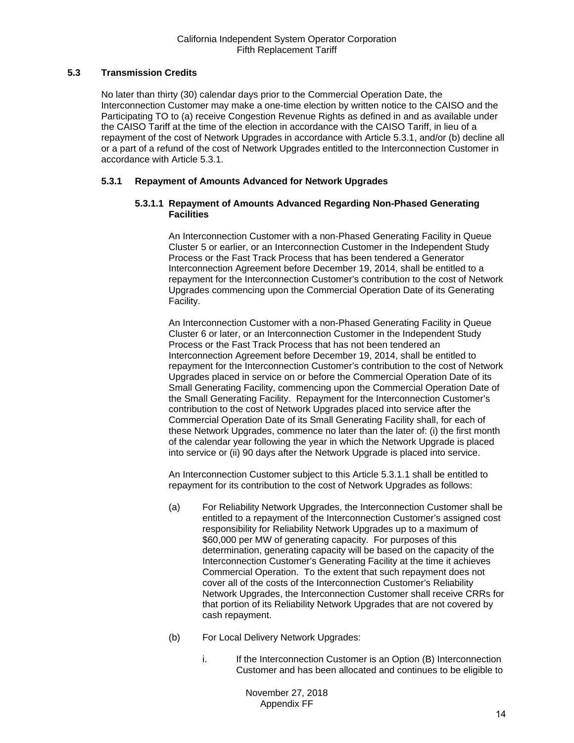### 5.3 Transmission Credits

No later than thirty (30) calendar days prior to the Commercial Operation Date, the Interconnection Customer may make a one-time election by written notice to the CAISO and the Participating TO to (a) receive Congestion Revenue Rights as defined in and as available under the CAISO Tariff at the time of the election in accordance with the CAISO Tariff, in lieu of a repayment of the cost of Network Upgrades in accordance with Article 5.3.1, and/or (b) decline all or a part of a refund of the cost of Network Upgrades entitled to the Interconnection Customer in accordance with Article 5.3.1.

#### 5.3.1 Repayment of Amounts Advanced for Network Upgrades

##### 5.3.1.1 Repayment of Amounts Advanced Regarding Non-Phased Generating Facilities

An Interconnection Customer with a non-Phased Generating Facility in Queue Cluster 5 or earlier, or an Interconnection Customer in the Independent Study Process or the Fast Track Process that has been tendered a Generator Interconnection Agreement before December 19, 2014, shall be entitled to a repayment for the Interconnection Customer's contribution to the cost of Network Upgrades commencing upon the Commercial Operation Date of its Generating Facility.

An Interconnection Customer with a non-Phased Generating Facility in Queue Cluster 6 or later, or an Interconnection Customer in the Independent Study Process or the Fast Track Process that has not been tendered an Interconnection Agreement before December 19, 2014, shall be entitled to repayment for the Interconnection Customer's contribution to the cost of Network Upgrades placed in service on or before the Commercial Operation Date of its Small Generating Facility, commencing upon the Commercial Operation Date of the Small Generating Facility. Repayment for the Interconnection Customer's contribution to the cost of Network Upgrades placed into service after the Commercial Operation Date of its Small Generating Facility shall, for each of these Network Upgrades, commence no later than the later of: (i) the first month of the calendar year following the year in which the Network Upgrade is placed into service or (ii) 90 days after the Network Upgrade is placed into service.

An Interconnection Customer subject to this Article 5.3.1.1 shall be entitled to repayment for its contribution to the cost of Network Upgrades as follows:

(a) For Reliability Network Upgrades, the Interconnection Customer shall be entitled to a repayment of the Interconnection Customer's assigned cost responsibility for Reliability Network Upgrades up to a maximum of $60,000 per MW of generating capacity. For purposes of this determination, generating capacity will be based on the capacity of the Interconnection Customer's Generating Facility at the time it achieves Commercial Operation. To the extent that such repayment does not cover all of the costs of the Interconnection Customer's Reliability Network Upgrades, the Interconnection Customer shall receive CRRs for that portion of its Reliability Network Upgrades that are not covered by cash repayment.

(b) For Local Delivery Network Upgrades:

i. If the Interconnection Customer is an Option (B) Interconnection Customer and has been allocated and continues to be eligible to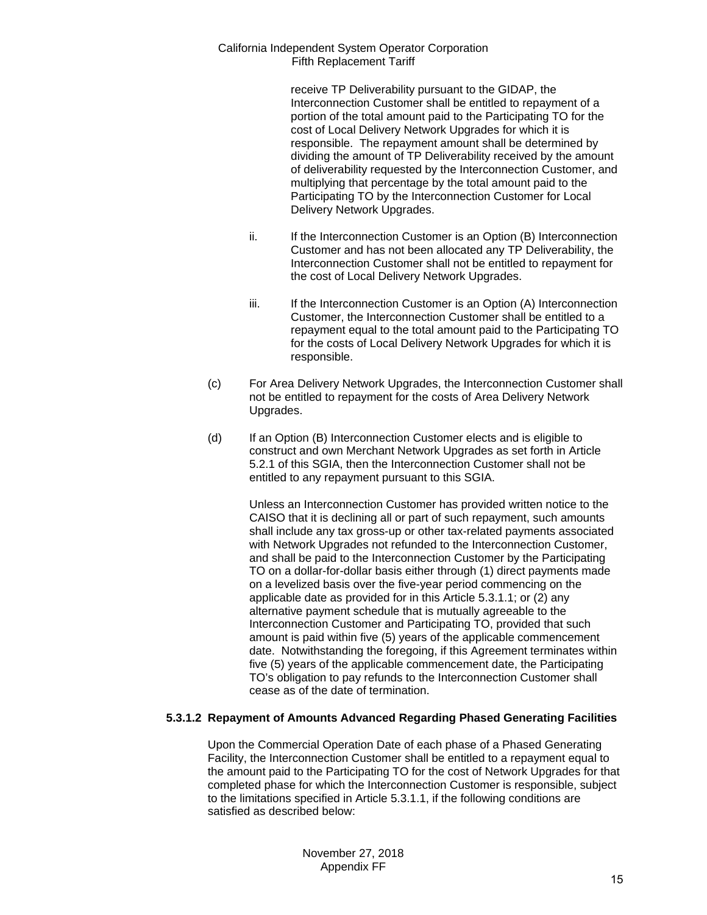receive TP Deliverability pursuant to the GIDAP, the Interconnection Customer shall be entitled to repayment of a portion of the total amount paid to the Participating TO for the cost of Local Delivery Network Upgrades for which it is responsible. The repayment amount shall be determined by dividing the amount of TP Deliverability received by the amount of deliverability requested by the Interconnection Customer, and multiplying that percentage by the total amount paid to the Participating TO by the Interconnection Customer for Local Delivery Network Upgrades.

ii. If the Interconnection Customer is an Option (B) Interconnection Customer and has not been allocated any TP Deliverability, the Interconnection Customer shall not be entitled to repayment for the cost of Local Delivery Network Upgrades.

iii. If the Interconnection Customer is an Option (A) Interconnection Customer, the Interconnection Customer shall be entitled to a repayment equal to the total amount paid to the Participating TO for the costs of Local Delivery Network Upgrades for which it is responsible.

(c) For Area Delivery Network Upgrades, the Interconnection Customer shall not be entitled to repayment for the costs of Area Delivery Network Upgrades.

(d) If an Option (B) Interconnection Customer elects and is eligible to construct and own Merchant Network Upgrades as set forth in Article 5.2.1 of this SGIA, then the Interconnection Customer shall not be entitled to any repayment pursuant to this SGIA.

Unless an Interconnection Customer has provided written notice to the CAISO that it is declining all or part of such repayment, such amounts shall include any tax gross-up or other tax-related payments associated with Network Upgrades not refunded to the Interconnection Customer, and shall be paid to the Interconnection Customer by the Participating TO on a dollar-for-dollar basis either through (1) direct payments made on a levelized basis over the five-year period commencing on the applicable date as provided for in this Article 5.3.1.1; or (2) any alternative payment schedule that is mutually agreeable to the Interconnection Customer and Participating TO, provided that such amount is paid within five (5) years of the applicable commencement date. Notwithstanding the foregoing, if this Agreement terminates within five (5) years of the applicable commencement date, the Participating TO's obligation to pay refunds to the Interconnection Customer shall cease as of the date of termination.

**5.3.1.2 Repayment of Amounts Advanced Regarding Phased Generating Facilities**

Upon the Commercial Operation Date of each phase of a Phased Generating Facility, the Interconnection Customer shall be entitled to a repayment equal to the amount paid to the Participating TO for the cost of Network Upgrades for that completed phase for which the Interconnection Customer is responsible, subject to the limitations specified in Article 5.3.1.1, if the following conditions are satisfied as described below: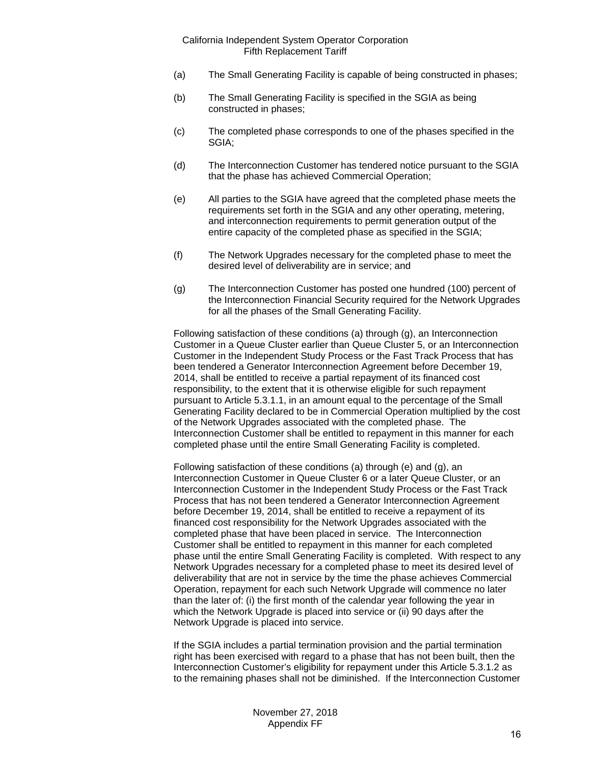(a) The Small Generating Facility is capable of being constructed in phases;

(b) The Small Generating Facility is specified in the SGIA as being constructed in phases;

(c) The completed phase corresponds to one of the phases specified in the SGIA;

(d) The Interconnection Customer has tendered notice pursuant to the SGIA that the phase has achieved Commercial Operation;

(e) All parties to the SGIA have agreed that the completed phase meets the requirements set forth in the SGIA and any other operating, metering, and interconnection requirements to permit generation output of the entire capacity of the completed phase as specified in the SGIA;

(f) The Network Upgrades necessary for the completed phase to meet the desired level of deliverability are in service; and

(g) The Interconnection Customer has posted one hundred (100) percent of the Interconnection Financial Security required for the Network Upgrades for all the phases of the Small Generating Facility.

Following satisfaction of these conditions (a) through (g), an Interconnection Customer in a Queue Cluster earlier than Queue Cluster 5, or an Interconnection Customer in the Independent Study Process or the Fast Track Process that has been tendered a Generator Interconnection Agreement before December 19, 2014, shall be entitled to receive a partial repayment of its financed cost responsibility, to the extent that it is otherwise eligible for such repayment pursuant to Article 5.3.1.1, in an amount equal to the percentage of the Small Generating Facility declared to be in Commercial Operation multiplied by the cost of the Network Upgrades associated with the completed phase. The Interconnection Customer shall be entitled to repayment in this manner for each completed phase until the entire Small Generating Facility is completed.

Following satisfaction of these conditions (a) through (e) and (g), an Interconnection Customer in Queue Cluster 6 or a later Queue Cluster, or an Interconnection Customer in the Independent Study Process or the Fast Track Process that has not been tendered a Generator Interconnection Agreement before December 19, 2014, shall be entitled to receive a repayment of its financed cost responsibility for the Network Upgrades associated with the completed phase that have been placed in service. The Interconnection Customer shall be entitled to repayment in this manner for each completed phase until the entire Small Generating Facility is completed. With respect to any Network Upgrades necessary for a completed phase to meet its desired level of deliverability that are not in service by the time the phase achieves Commercial Operation, repayment for each such Network Upgrade will commence no later than the later of: (i) the first month of the calendar year following the year in which the Network Upgrade is placed into service or (ii) 90 days after the Network Upgrade is placed into service.

If the SGIA includes a partial termination provision and the partial termination right has been exercised with regard to a phase that has not been built, then the Interconnection Customer's eligibility for repayment under this Article 5.3.1.2 as to the remaining phases shall not be diminished. If the Interconnection Customer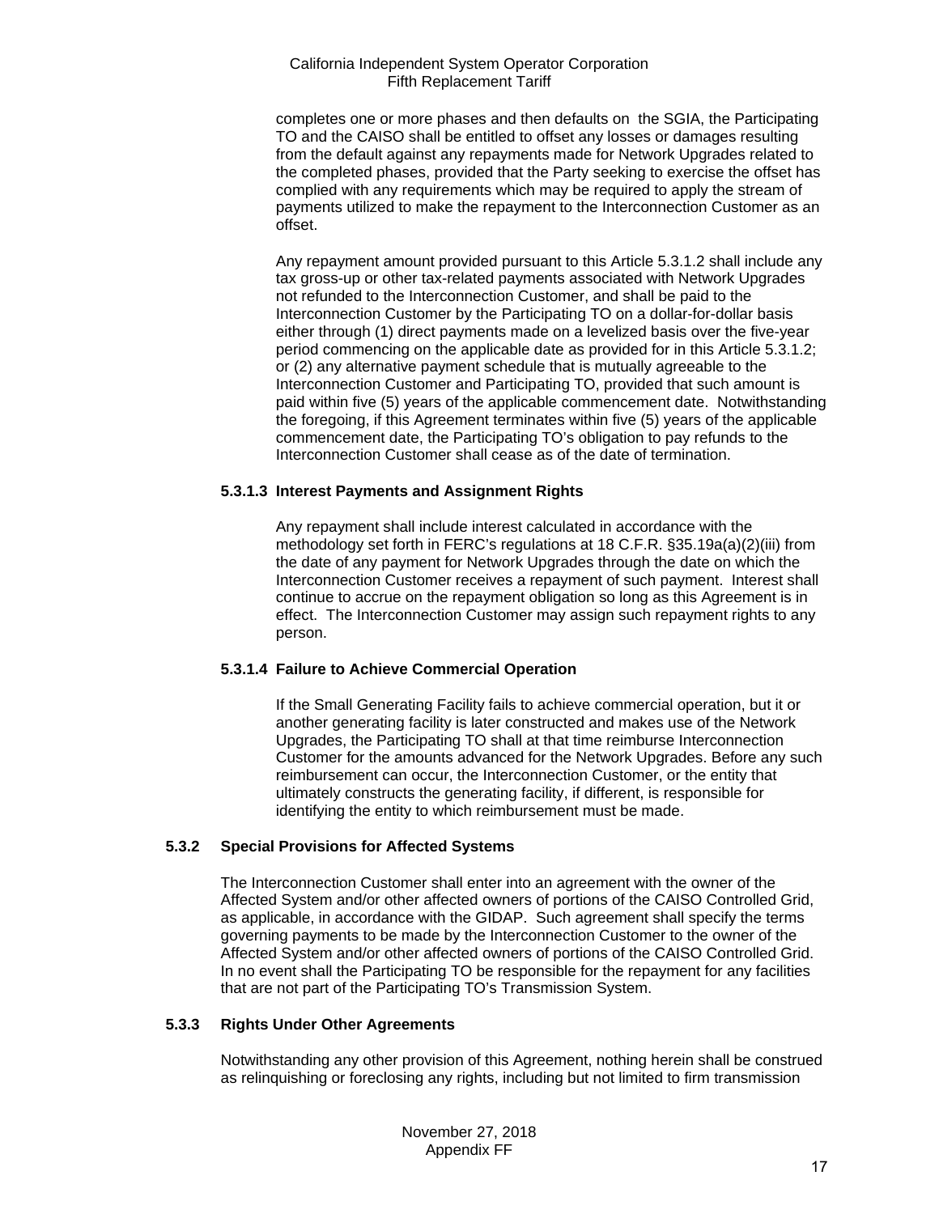completes one or more phases and then defaults on the SGIA, the Participating TO and the CAISO shall be entitled to offset any losses or damages resulting from the default against any repayments made for Network Upgrades related to the completed phases, provided that the Party seeking to exercise the offset has complied with any requirements which may be required to apply the stream of payments utilized to make the repayment to the Interconnection Customer as an offset.

Any repayment amount provided pursuant to this Article 5.3.1.2 shall include any tax gross-up or other tax-related payments associated with Network Upgrades not refunded to the Interconnection Customer, and shall be paid to the Interconnection Customer by the Participating TO on a dollar-for-dollar basis either through (1) direct payments made on a levelized basis over the five-year period commencing on the applicable date as provided for in this Article 5.3.1.2; or (2) any alternative payment schedule that is mutually agreeable to the Interconnection Customer and Participating TO, provided that such amount is paid within five (5) years of the applicable commencement date. Notwithstanding the foregoing, if this Agreement terminates within five (5) years of the applicable commencement date, the Participating TO's obligation to pay refunds to the Interconnection Customer shall cease as of the date of termination.

**5.3.1.3 Interest Payments and Assignment Rights**

Any repayment shall include interest calculated in accordance with the methodology set forth in FERC's regulations at 18 C.F.R. §35.19a(a)(2)(iii) from the date of any payment for Network Upgrades through the date on which the Interconnection Customer receives a repayment of such payment. Interest shall continue to accrue on the repayment obligation so long as this Agreement is in effect. The Interconnection Customer may assign such repayment rights to any person.

**5.3.1.4 Failure to Achieve Commercial Operation**

If the Small Generating Facility fails to achieve commercial operation, but it or another generating facility is later constructed and makes use of the Network Upgrades, the Participating TO shall at that time reimburse Interconnection Customer for the amounts advanced for the Network Upgrades. Before any such reimbursement can occur, the Interconnection Customer, or the entity that ultimately constructs the generating facility, if different, is responsible for identifying the entity to which reimbursement must be made.

**5.3.2 Special Provisions for Affected Systems**

The Interconnection Customer shall enter into an agreement with the owner of the Affected System and/or other affected owners of portions of the CAISO Controlled Grid, as applicable, in accordance with the GIDAP. Such agreement shall specify the terms governing payments to be made by the Interconnection Customer to the owner of the Affected System and/or other affected owners of portions of the CAISO Controlled Grid. In no event shall the Participating TO be responsible for the repayment for any facilities that are not part of the Participating TO's Transmission System.

**5.3.3 Rights Under Other Agreements**

Notwithstanding any other provision of this Agreement, nothing herein shall be construed as relinquishing or foreclosing any rights, including but not limited to firm transmission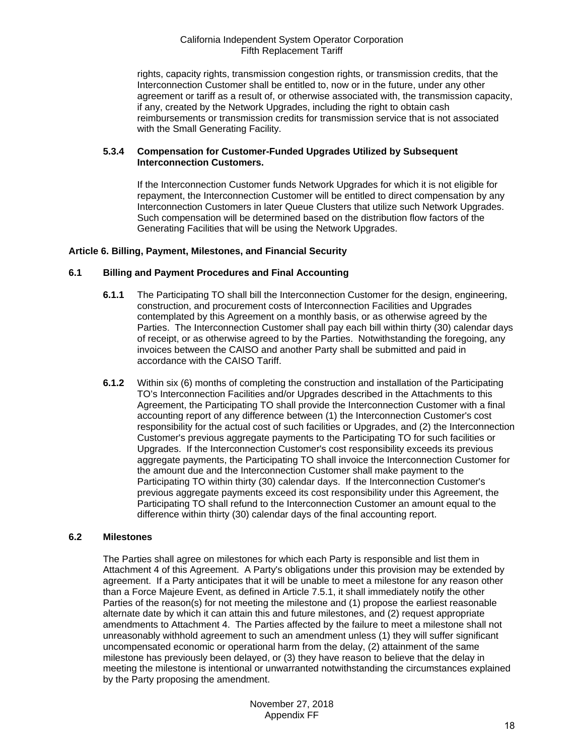rights, capacity rights, transmission congestion rights, or transmission credits, that the Interconnection Customer shall be entitled to, now or in the future, under any other agreement or tariff as a result of, or otherwise associated with, the transmission capacity, if any, created by the Network Upgrades, including the right to obtain cash reimbursements or transmission credits for transmission service that is not associated with the Small Generating Facility.

#### 5.3.4 Compensation for Customer-Funded Upgrades Utilized by Subsequent Interconnection Customers.

If the Interconnection Customer funds Network Upgrades for which it is not eligible for repayment, the Interconnection Customer will be entitled to direct compensation by any Interconnection Customers in later Queue Clusters that utilize such Network Upgrades. Such compensation will be determined based on the distribution flow factors of the Generating Facilities that will be using the Network Upgrades.

## Article 6. Billing, Payment, Milestones, and Financial Security

### 6.1 Billing and Payment Procedures and Final Accounting

**6.1.1** The Participating TO shall bill the Interconnection Customer for the design, engineering, construction, and procurement costs of Interconnection Facilities and Upgrades contemplated by this Agreement on a monthly basis, or as otherwise agreed by the Parties. The Interconnection Customer shall pay each bill within thirty (30) calendar days of receipt, or as otherwise agreed to by the Parties. Notwithstanding the foregoing, any invoices between the CAISO and another Party shall be submitted and paid in accordance with the CAISO Tariff.

**6.1.2** Within six (6) months of completing the construction and installation of the Participating TO's Interconnection Facilities and/or Upgrades described in the Attachments to this Agreement, the Participating TO shall provide the Interconnection Customer with a final accounting report of any difference between (1) the Interconnection Customer's cost responsibility for the actual cost of such facilities or Upgrades, and (2) the Interconnection Customer's previous aggregate payments to the Participating TO for such facilities or Upgrades. If the Interconnection Customer's cost responsibility exceeds its previous aggregate payments, the Participating TO shall invoice the Interconnection Customer for the amount due and the Interconnection Customer shall make payment to the Participating TO within thirty (30) calendar days. If the Interconnection Customer's previous aggregate payments exceed its cost responsibility under this Agreement, the Participating TO shall refund to the Interconnection Customer an amount equal to the difference within thirty (30) calendar days of the final accounting report.

### 6.2 Milestones

The Parties shall agree on milestones for which each Party is responsible and list them in Attachment 4 of this Agreement. A Party's obligations under this provision may be extended by agreement. If a Party anticipates that it will be unable to meet a milestone for any reason other than a Force Majeure Event, as defined in Article 7.5.1, it shall immediately notify the other Parties of the reason(s) for not meeting the milestone and (1) propose the earliest reasonable alternate date by which it can attain this and future milestones, and (2) request appropriate amendments to Attachment 4. The Parties affected by the failure to meet a milestone shall not unreasonably withhold agreement to such an amendment unless (1) they will suffer significant uncompensated economic or operational harm from the delay, (2) attainment of the same milestone has previously been delayed, or (3) they have reason to believe that the delay in meeting the milestone is intentional or unwarranted notwithstanding the circumstances explained by the Party proposing the amendment.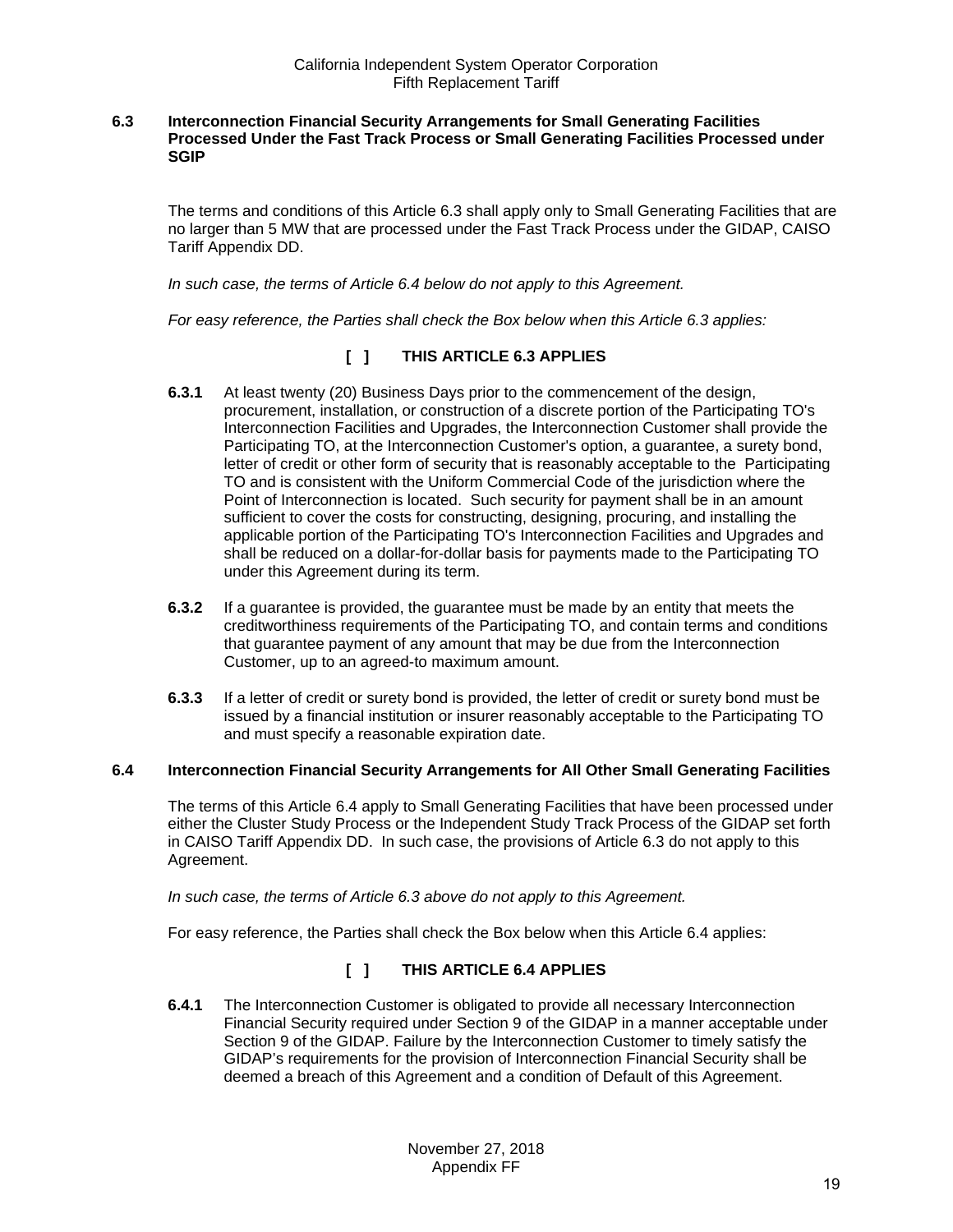### 6.3 Interconnection Financial Security Arrangements for Small Generating Facilities Processed Under the Fast Track Process or Small Generating Facilities Processed under SGIP

The terms and conditions of this Article 6.3 shall apply only to Small Generating Facilities that are no larger than 5 MW that are processed under the Fast Track Process under the GIDAP, CAISO Tariff Appendix DD.

*In such case, the terms of Article 6.4 below do not apply to this Agreement.*

*For easy reference, the Parties shall check the Box below when this Article 6.3 applies:*

**[ ] THIS ARTICLE 6.3 APPLIES**

**6.3.1** At least twenty (20) Business Days prior to the commencement of the design, procurement, installation, or construction of a discrete portion of the Participating TO's Interconnection Facilities and Upgrades, the Interconnection Customer shall provide the Participating TO, at the Interconnection Customer's option, a guarantee, a surety bond, letter of credit or other form of security that is reasonably acceptable to the Participating TO and is consistent with the Uniform Commercial Code of the jurisdiction where the Point of Interconnection is located. Such security for payment shall be in an amount sufficient to cover the costs for constructing, designing, procuring, and installing the applicable portion of the Participating TO's Interconnection Facilities and Upgrades and shall be reduced on a dollar-for-dollar basis for payments made to the Participating TO under this Agreement during its term.

**6.3.2** If a guarantee is provided, the guarantee must be made by an entity that meets the creditworthiness requirements of the Participating TO, and contain terms and conditions that guarantee payment of any amount that may be due from the Interconnection Customer, up to an agreed-to maximum amount.

**6.3.3** If a letter of credit or surety bond is provided, the letter of credit or surety bond must be issued by a financial institution or insurer reasonably acceptable to the Participating TO and must specify a reasonable expiration date.

### 6.4 Interconnection Financial Security Arrangements for All Other Small Generating Facilities

The terms of this Article 6.4 apply to Small Generating Facilities that have been processed under either the Cluster Study Process or the Independent Study Track Process of the GIDAP set forth in CAISO Tariff Appendix DD. In such case, the provisions of Article 6.3 do not apply to this Agreement.

*In such case, the terms of Article 6.3 above do not apply to this Agreement.*

For easy reference, the Parties shall check the Box below when this Article 6.4 applies:

**[ ] THIS ARTICLE 6.4 APPLIES**

**6.4.1** The Interconnection Customer is obligated to provide all necessary Interconnection Financial Security required under Section 9 of the GIDAP in a manner acceptable under Section 9 of the GIDAP. Failure by the Interconnection Customer to timely satisfy the GIDAP's requirements for the provision of Interconnection Financial Security shall be deemed a breach of this Agreement and a condition of Default of this Agreement.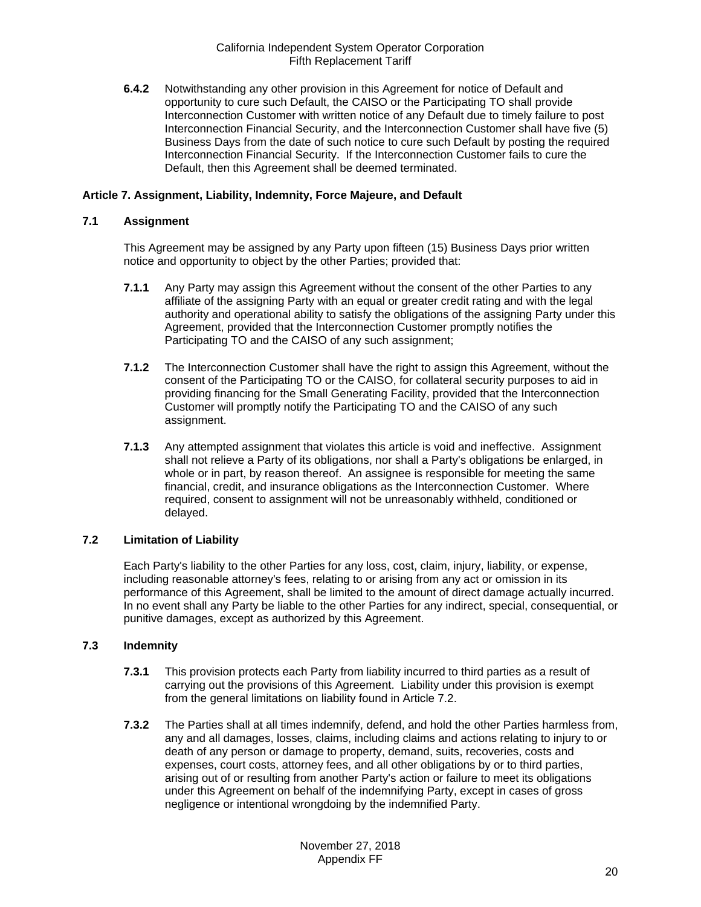**6.4.2** Notwithstanding any other provision in this Agreement for notice of Default and opportunity to cure such Default, the CAISO or the Participating TO shall provide Interconnection Customer with written notice of any Default due to timely failure to post Interconnection Financial Security, and the Interconnection Customer shall have five (5) Business Days from the date of such notice to cure such Default by posting the required Interconnection Financial Security. If the Interconnection Customer fails to cure the Default, then this Agreement shall be deemed terminated.

## Article 7. Assignment, Liability, Indemnity, Force Majeure, and Default

### 7.1 Assignment

This Agreement may be assigned by any Party upon fifteen (15) Business Days prior written notice and opportunity to object by the other Parties; provided that:

**7.1.1** Any Party may assign this Agreement without the consent of the other Parties to any affiliate of the assigning Party with an equal or greater credit rating and with the legal authority and operational ability to satisfy the obligations of the assigning Party under this Agreement, provided that the Interconnection Customer promptly notifies the Participating TO and the CAISO of any such assignment;

**7.1.2** The Interconnection Customer shall have the right to assign this Agreement, without the consent of the Participating TO or the CAISO, for collateral security purposes to aid in providing financing for the Small Generating Facility, provided that the Interconnection Customer will promptly notify the Participating TO and the CAISO of any such assignment.

**7.1.3** Any attempted assignment that violates this article is void and ineffective. Assignment shall not relieve a Party of its obligations, nor shall a Party's obligations be enlarged, in whole or in part, by reason thereof. An assignee is responsible for meeting the same financial, credit, and insurance obligations as the Interconnection Customer. Where required, consent to assignment will not be unreasonably withheld, conditioned or delayed.

### 7.2 Limitation of Liability

Each Party's liability to the other Parties for any loss, cost, claim, injury, liability, or expense, including reasonable attorney's fees, relating to or arising from any act or omission in its performance of this Agreement, shall be limited to the amount of direct damage actually incurred. In no event shall any Party be liable to the other Parties for any indirect, special, consequential, or punitive damages, except as authorized by this Agreement.

### 7.3 Indemnity

**7.3.1** This provision protects each Party from liability incurred to third parties as a result of carrying out the provisions of this Agreement. Liability under this provision is exempt from the general limitations on liability found in Article 7.2.

**7.3.2** The Parties shall at all times indemnify, defend, and hold the other Parties harmless from, any and all damages, losses, claims, including claims and actions relating to injury to or death of any person or damage to property, demand, suits, recoveries, costs and expenses, court costs, attorney fees, and all other obligations by or to third parties, arising out of or resulting from another Party's action or failure to meet its obligations under this Agreement on behalf of the indemnifying Party, except in cases of gross negligence or intentional wrongdoing by the indemnified Party.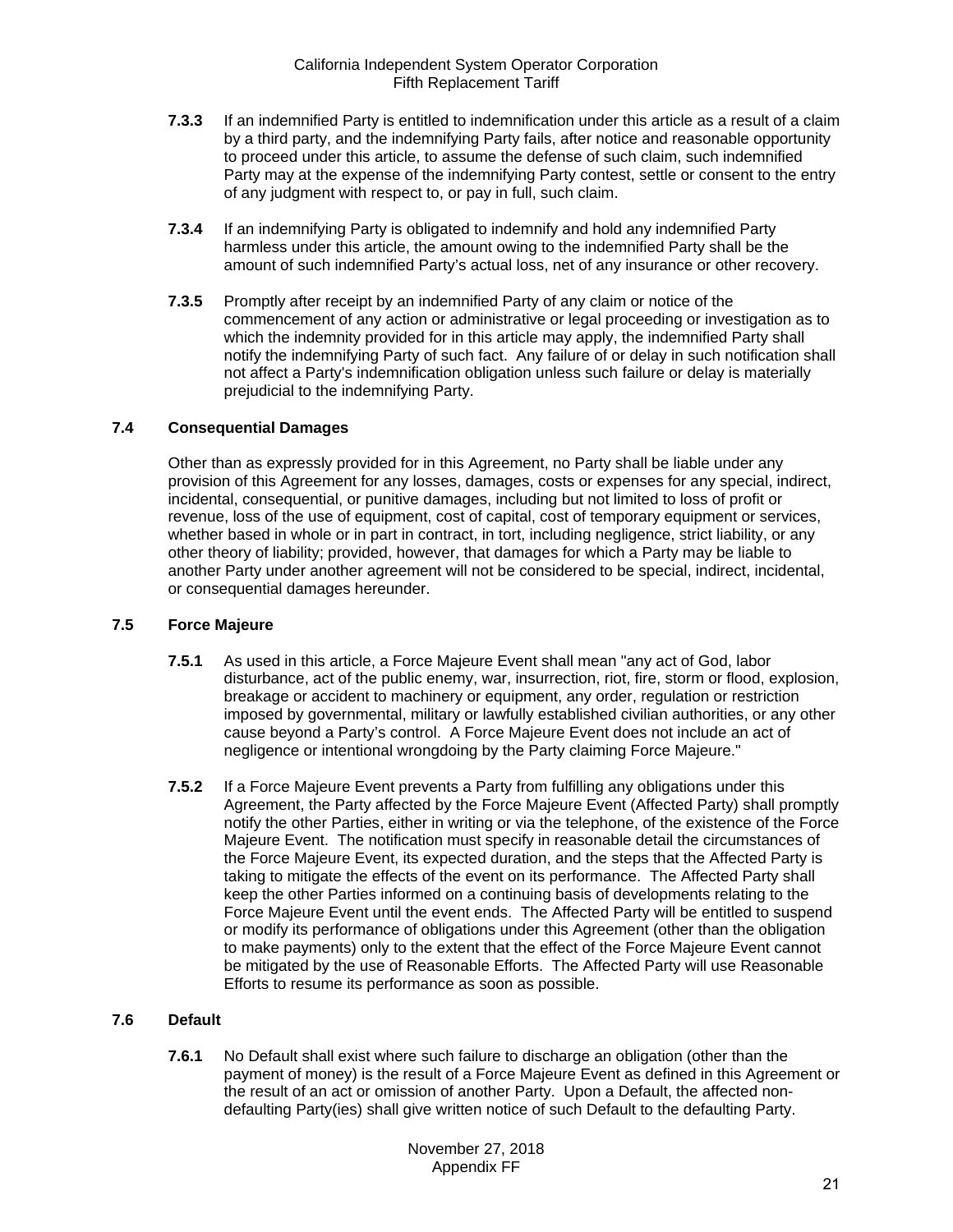**7.3.3** If an indemnified Party is entitled to indemnification under this article as a result of a claim by a third party, and the indemnifying Party fails, after notice and reasonable opportunity to proceed under this article, to assume the defense of such claim, such indemnified Party may at the expense of the indemnifying Party contest, settle or consent to the entry of any judgment with respect to, or pay in full, such claim.

**7.3.4** If an indemnifying Party is obligated to indemnify and hold any indemnified Party harmless under this article, the amount owing to the indemnified Party shall be the amount of such indemnified Party's actual loss, net of any insurance or other recovery.

**7.3.5** Promptly after receipt by an indemnified Party of any claim or notice of the commencement of any action or administrative or legal proceeding or investigation as to which the indemnity provided for in this article may apply, the indemnified Party shall notify the indemnifying Party of such fact. Any failure of or delay in such notification shall not affect a Party's indemnification obligation unless such failure or delay is materially prejudicial to the indemnifying Party.

### 7.4 Consequential Damages

Other than as expressly provided for in this Agreement, no Party shall be liable under any provision of this Agreement for any losses, damages, costs or expenses for any special, indirect, incidental, consequential, or punitive damages, including but not limited to loss of profit or revenue, loss of the use of equipment, cost of capital, cost of temporary equipment or services, whether based in whole or in part in contract, in tort, including negligence, strict liability, or any other theory of liability; provided, however, that damages for which a Party may be liable to another Party under another agreement will not be considered to be special, indirect, incidental, or consequential damages hereunder.

### 7.5 Force Majeure

**7.5.1** As used in this article, a Force Majeure Event shall mean "any act of God, labor disturbance, act of the public enemy, war, insurrection, riot, fire, storm or flood, explosion, breakage or accident to machinery or equipment, any order, regulation or restriction imposed by governmental, military or lawfully established civilian authorities, or any other cause beyond a Party's control. A Force Majeure Event does not include an act of negligence or intentional wrongdoing by the Party claiming Force Majeure."

**7.5.2** If a Force Majeure Event prevents a Party from fulfilling any obligations under this Agreement, the Party affected by the Force Majeure Event (Affected Party) shall promptly notify the other Parties, either in writing or via the telephone, of the existence of the Force Majeure Event. The notification must specify in reasonable detail the circumstances of the Force Majeure Event, its expected duration, and the steps that the Affected Party is taking to mitigate the effects of the event on its performance. The Affected Party shall keep the other Parties informed on a continuing basis of developments relating to the Force Majeure Event until the event ends. The Affected Party will be entitled to suspend or modify its performance of obligations under this Agreement (other than the obligation to make payments) only to the extent that the effect of the Force Majeure Event cannot be mitigated by the use of Reasonable Efforts. The Affected Party will use Reasonable Efforts to resume its performance as soon as possible.

### 7.6 Default

**7.6.1** No Default shall exist where such failure to discharge an obligation (other than the payment of money) is the result of a Force Majeure Event as defined in this Agreement or the result of an act or omission of another Party. Upon a Default, the affected non-defaulting Party(ies) shall give written notice of such Default to the defaulting Party.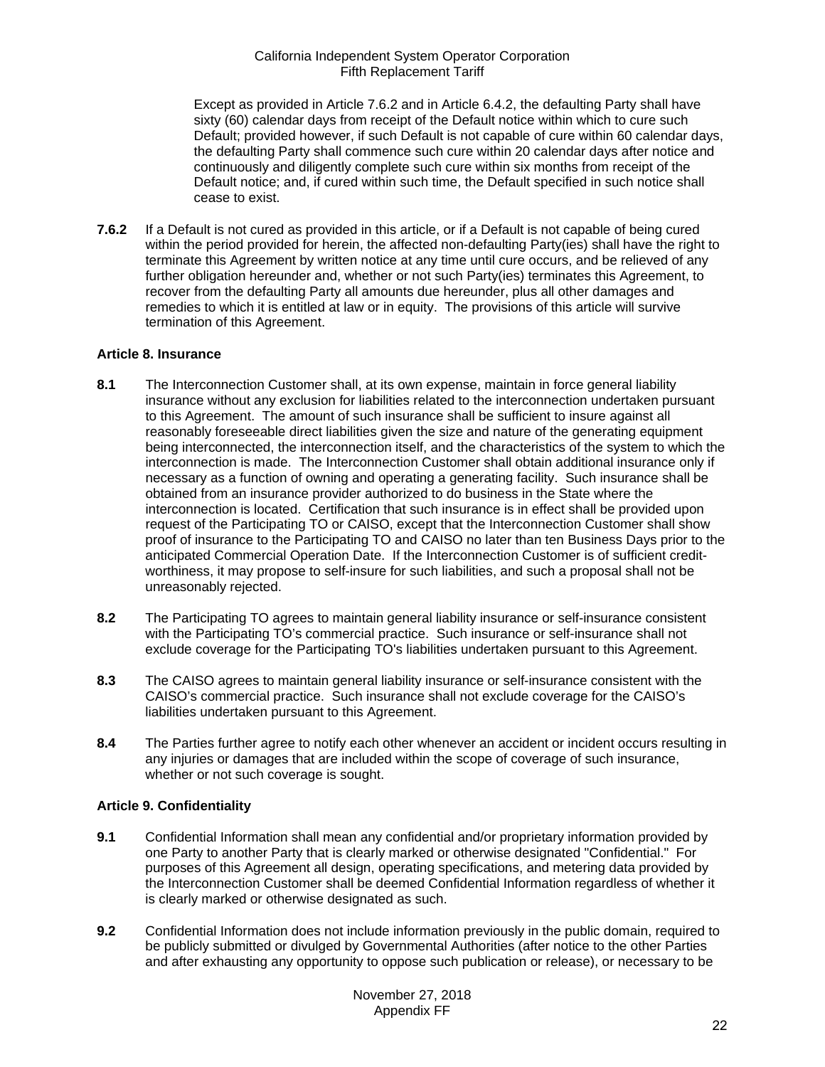Except as provided in Article 7.6.2 and in Article 6.4.2, the defaulting Party shall have sixty (60) calendar days from receipt of the Default notice within which to cure such Default; provided however, if such Default is not capable of cure within 60 calendar days, the defaulting Party shall commence such cure within 20 calendar days after notice and continuously and diligently complete such cure within six months from receipt of the Default notice; and, if cured within such time, the Default specified in such notice shall cease to exist.

**7.6.2** If a Default is not cured as provided in this article, or if a Default is not capable of being cured within the period provided for herein, the affected non-defaulting Party(ies) shall have the right to terminate this Agreement by written notice at any time until cure occurs, and be relieved of any further obligation hereunder and, whether or not such Party(ies) terminates this Agreement, to recover from the defaulting Party all amounts due hereunder, plus all other damages and remedies to which it is entitled at law or in equity. The provisions of this article will survive termination of this Agreement.

**Article 8. Insurance**

**8.1** The Interconnection Customer shall, at its own expense, maintain in force general liability insurance without any exclusion for liabilities related to the interconnection undertaken pursuant to this Agreement. The amount of such insurance shall be sufficient to insure against all reasonably foreseeable direct liabilities given the size and nature of the generating equipment being interconnected, the interconnection itself, and the characteristics of the system to which the interconnection is made. The Interconnection Customer shall obtain additional insurance only if necessary as a function of owning and operating a generating facility. Such insurance shall be obtained from an insurance provider authorized to do business in the State where the interconnection is located. Certification that such insurance is in effect shall be provided upon request of the Participating TO or CAISO, except that the Interconnection Customer shall show proof of insurance to the Participating TO and CAISO no later than ten Business Days prior to the anticipated Commercial Operation Date. If the Interconnection Customer is of sufficient credit-worthiness, it may propose to self-insure for such liabilities, and such a proposal shall not be unreasonably rejected.

**8.2** The Participating TO agrees to maintain general liability insurance or self-insurance consistent with the Participating TO's commercial practice. Such insurance or self-insurance shall not exclude coverage for the Participating TO's liabilities undertaken pursuant to this Agreement.

**8.3** The CAISO agrees to maintain general liability insurance or self-insurance consistent with the CAISO's commercial practice. Such insurance shall not exclude coverage for the CAISO's liabilities undertaken pursuant to this Agreement.

**8.4** The Parties further agree to notify each other whenever an accident or incident occurs resulting in any injuries or damages that are included within the scope of coverage of such insurance, whether or not such coverage is sought.

**Article 9. Confidentiality**

**9.1** Confidential Information shall mean any confidential and/or proprietary information provided by one Party to another Party that is clearly marked or otherwise designated "Confidential." For purposes of this Agreement all design, operating specifications, and metering data provided by the Interconnection Customer shall be deemed Confidential Information regardless of whether it is clearly marked or otherwise designated as such.

**9.2** Confidential Information does not include information previously in the public domain, required to be publicly submitted or divulged by Governmental Authorities (after notice to the other Parties and after exhausting any opportunity to oppose such publication or release), or necessary to be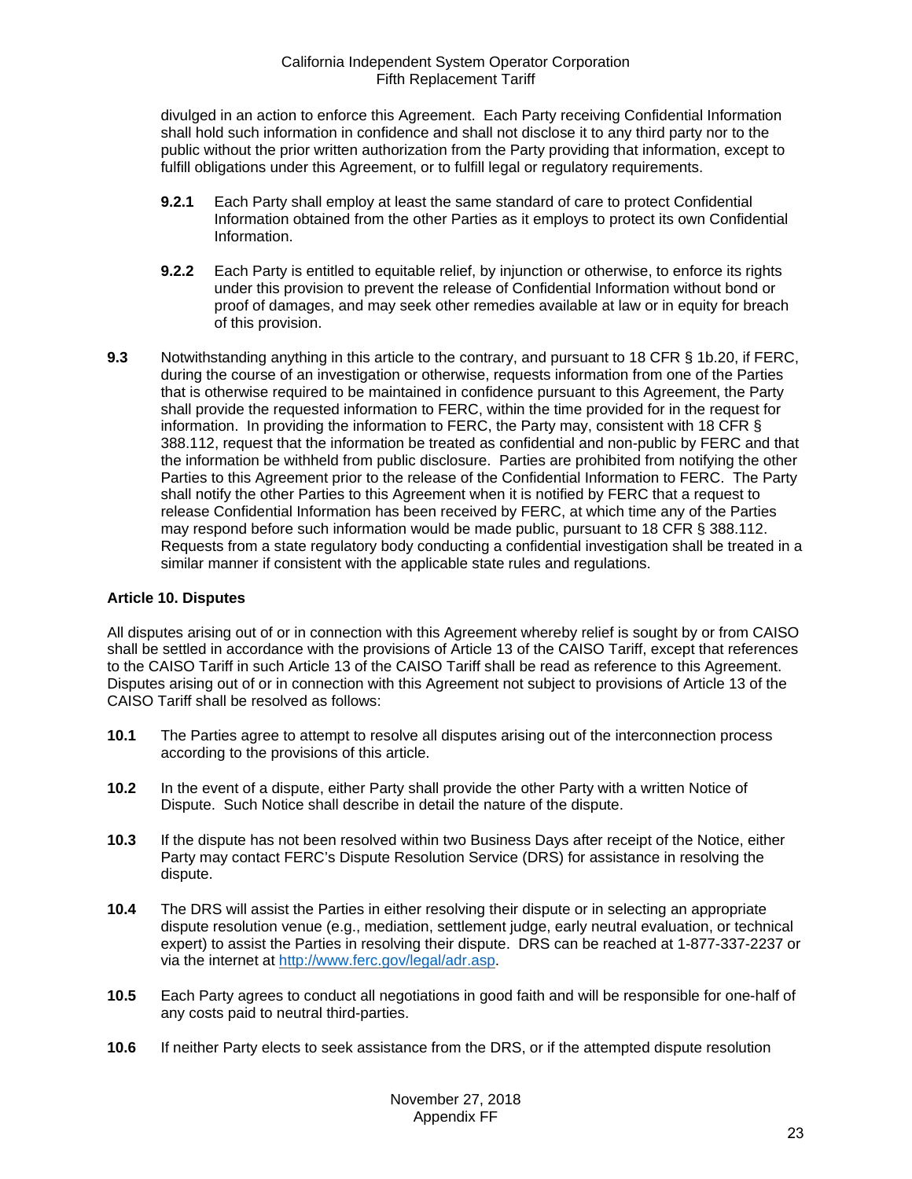divulged in an action to enforce this Agreement. Each Party receiving Confidential Information shall hold such information in confidence and shall not disclose it to any third party nor to the public without the prior written authorization from the Party providing that information, except to fulfill obligations under this Agreement, or to fulfill legal or regulatory requirements.

**9.2.1** Each Party shall employ at least the same standard of care to protect Confidential Information obtained from the other Parties as it employs to protect its own Confidential Information.

**9.2.2** Each Party is entitled to equitable relief, by injunction or otherwise, to enforce its rights under this provision to prevent the release of Confidential Information without bond or proof of damages, and may seek other remedies available at law or in equity for breach of this provision.

**9.3** Notwithstanding anything in this article to the contrary, and pursuant to 18 CFR § 1b.20, if FERC, during the course of an investigation or otherwise, requests information from one of the Parties that is otherwise required to be maintained in confidence pursuant to this Agreement, the Party shall provide the requested information to FERC, within the time provided for in the request for information. In providing the information to FERC, the Party may, consistent with 18 CFR § 388.112, request that the information be treated as confidential and non-public by FERC and that the information be withheld from public disclosure. Parties are prohibited from notifying the other Parties to this Agreement prior to the release of the Confidential Information to FERC. The Party shall notify the other Parties to this Agreement when it is notified by FERC that a request to release Confidential Information has been received by FERC, at which time any of the Parties may respond before such information would be made public, pursuant to 18 CFR § 388.112. Requests from a state regulatory body conducting a confidential investigation shall be treated in a similar manner if consistent with the applicable state rules and regulations.

**Article 10. Disputes**

All disputes arising out of or in connection with this Agreement whereby relief is sought by or from CAISO shall be settled in accordance with the provisions of Article 13 of the CAISO Tariff, except that references to the CAISO Tariff in such Article 13 of the CAISO Tariff shall be read as reference to this Agreement. Disputes arising out of or in connection with this Agreement not subject to provisions of Article 13 of the CAISO Tariff shall be resolved as follows:

**10.1** The Parties agree to attempt to resolve all disputes arising out of the interconnection process according to the provisions of this article.

**10.2** In the event of a dispute, either Party shall provide the other Party with a written Notice of Dispute. Such Notice shall describe in detail the nature of the dispute.

**10.3** If the dispute has not been resolved within two Business Days after receipt of the Notice, either Party may contact FERC's Dispute Resolution Service (DRS) for assistance in resolving the dispute.

**10.4** The DRS will assist the Parties in either resolving their dispute or in selecting an appropriate dispute resolution venue (e.g., mediation, settlement judge, early neutral evaluation, or technical expert) to assist the Parties in resolving their dispute. DRS can be reached at 1-877-337-2237 or via the internet at http://www.ferc.gov/legal/adr.asp.

**10.5** Each Party agrees to conduct all negotiations in good faith and will be responsible for one-half of any costs paid to neutral third-parties.

**10.6** If neither Party elects to seek assistance from the DRS, or if the attempted dispute resolution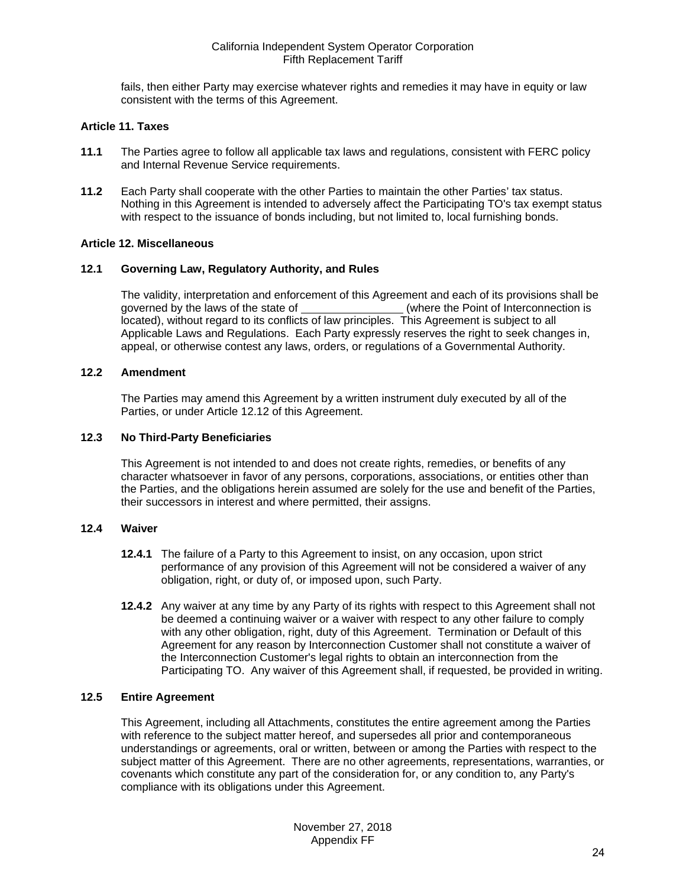fails, then either Party may exercise whatever rights and remedies it may have in equity or law consistent with the terms of this Agreement.

**Article 11. Taxes**

**11.1** The Parties agree to follow all applicable tax laws and regulations, consistent with FERC policy and Internal Revenue Service requirements.

**11.2** Each Party shall cooperate with the other Parties to maintain the other Parties' tax status. Nothing in this Agreement is intended to adversely affect the Participating TO's tax exempt status with respect to the issuance of bonds including, but not limited to, local furnishing bonds.

**Article 12. Miscellaneous**

**12.1 Governing Law, Regulatory Authority, and Rules**

The validity, interpretation and enforcement of this Agreement and each of its provisions shall be governed by the laws of the state of ________________ (where the Point of Interconnection is located), without regard to its conflicts of law principles. This Agreement is subject to all Applicable Laws and Regulations. Each Party expressly reserves the right to seek changes in, appeal, or otherwise contest any laws, orders, or regulations of a Governmental Authority.

**12.2 Amendment**

The Parties may amend this Agreement by a written instrument duly executed by all of the Parties, or under Article 12.12 of this Agreement.

**12.3 No Third-Party Beneficiaries**

This Agreement is not intended to and does not create rights, remedies, or benefits of any character whatsoever in favor of any persons, corporations, associations, or entities other than the Parties, and the obligations herein assumed are solely for the use and benefit of the Parties, their successors in interest and where permitted, their assigns.

**12.4 Waiver**

**12.4.1** The failure of a Party to this Agreement to insist, on any occasion, upon strict performance of any provision of this Agreement will not be considered a waiver of any obligation, right, or duty of, or imposed upon, such Party.

**12.4.2** Any waiver at any time by any Party of its rights with respect to this Agreement shall not be deemed a continuing waiver or a waiver with respect to any other failure to comply with any other obligation, right, duty of this Agreement. Termination or Default of this Agreement for any reason by Interconnection Customer shall not constitute a waiver of the Interconnection Customer's legal rights to obtain an interconnection from the Participating TO. Any waiver of this Agreement shall, if requested, be provided in writing.

**12.5 Entire Agreement**

This Agreement, including all Attachments, constitutes the entire agreement among the Parties with reference to the subject matter hereof, and supersedes all prior and contemporaneous understandings or agreements, oral or written, between or among the Parties with respect to the subject matter of this Agreement. There are no other agreements, representations, warranties, or covenants which constitute any part of the consideration for, or any condition to, any Party's compliance with its obligations under this Agreement.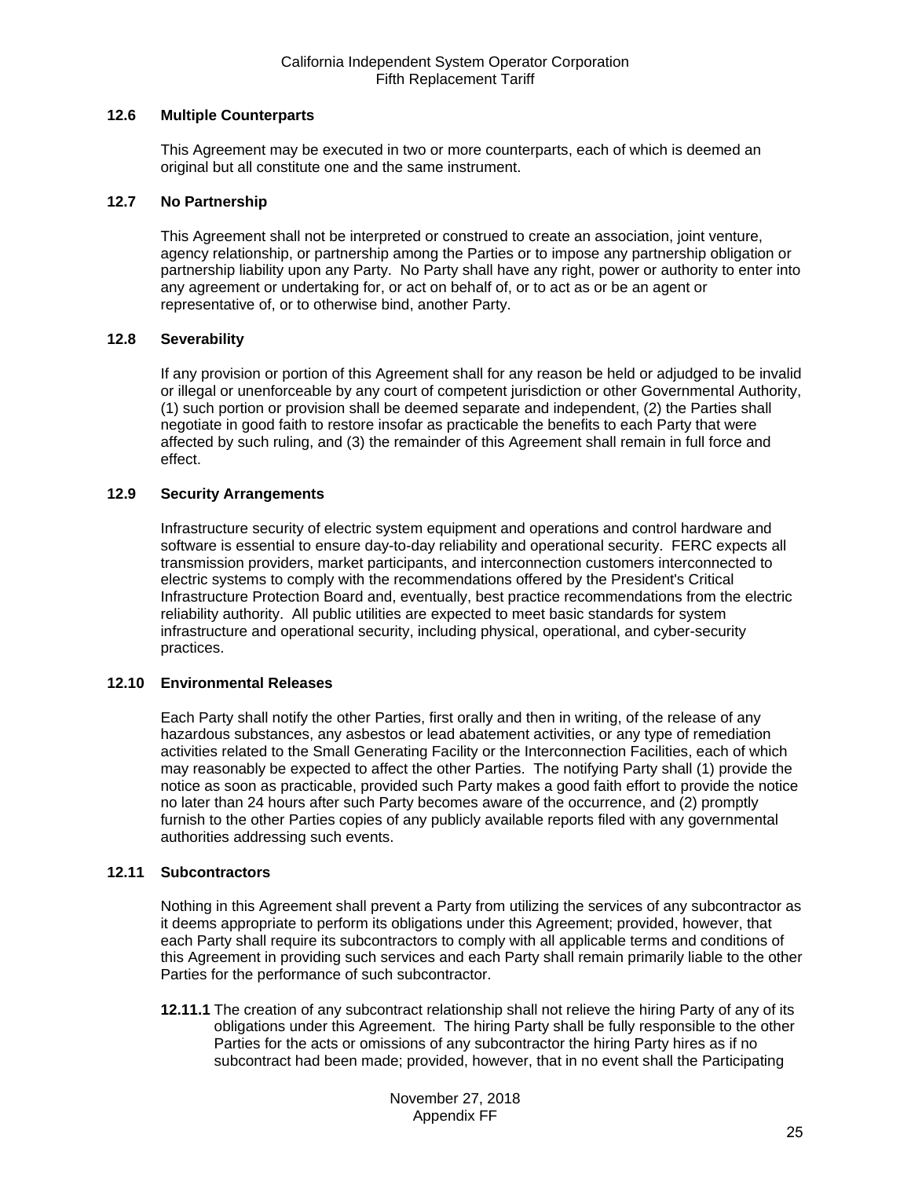### 12.6 Multiple Counterparts

This Agreement may be executed in two or more counterparts, each of which is deemed an original but all constitute one and the same instrument.

### 12.7 No Partnership

This Agreement shall not be interpreted or construed to create an association, joint venture, agency relationship, or partnership among the Parties or to impose any partnership obligation or partnership liability upon any Party. No Party shall have any right, power or authority to enter into any agreement or undertaking for, or act on behalf of, or to act as or be an agent or representative of, or to otherwise bind, another Party.

### 12.8 Severability

If any provision or portion of this Agreement shall for any reason be held or adjudged to be invalid or illegal or unenforceable by any court of competent jurisdiction or other Governmental Authority, (1) such portion or provision shall be deemed separate and independent, (2) the Parties shall negotiate in good faith to restore insofar as practicable the benefits to each Party that were affected by such ruling, and (3) the remainder of this Agreement shall remain in full force and effect.

### 12.9 Security Arrangements

Infrastructure security of electric system equipment and operations and control hardware and software is essential to ensure day-to-day reliability and operational security. FERC expects all transmission providers, market participants, and interconnection customers interconnected to electric systems to comply with the recommendations offered by the President's Critical Infrastructure Protection Board and, eventually, best practice recommendations from the electric reliability authority. All public utilities are expected to meet basic standards for system infrastructure and operational security, including physical, operational, and cyber-security practices.

### 12.10 Environmental Releases

Each Party shall notify the other Parties, first orally and then in writing, of the release of any hazardous substances, any asbestos or lead abatement activities, or any type of remediation activities related to the Small Generating Facility or the Interconnection Facilities, each of which may reasonably be expected to affect the other Parties. The notifying Party shall (1) provide the notice as soon as practicable, provided such Party makes a good faith effort to provide the notice no later than 24 hours after such Party becomes aware of the occurrence, and (2) promptly furnish to the other Parties copies of any publicly available reports filed with any governmental authorities addressing such events.

### 12.11 Subcontractors

Nothing in this Agreement shall prevent a Party from utilizing the services of any subcontractor as it deems appropriate to perform its obligations under this Agreement; provided, however, that each Party shall require its subcontractors to comply with all applicable terms and conditions of this Agreement in providing such services and each Party shall remain primarily liable to the other Parties for the performance of such subcontractor.

**12.11.1** The creation of any subcontract relationship shall not relieve the hiring Party of any of its obligations under this Agreement. The hiring Party shall be fully responsible to the other Parties for the acts or omissions of any subcontractor the hiring Party hires as if no subcontract had been made; provided, however, that in no event shall the Participating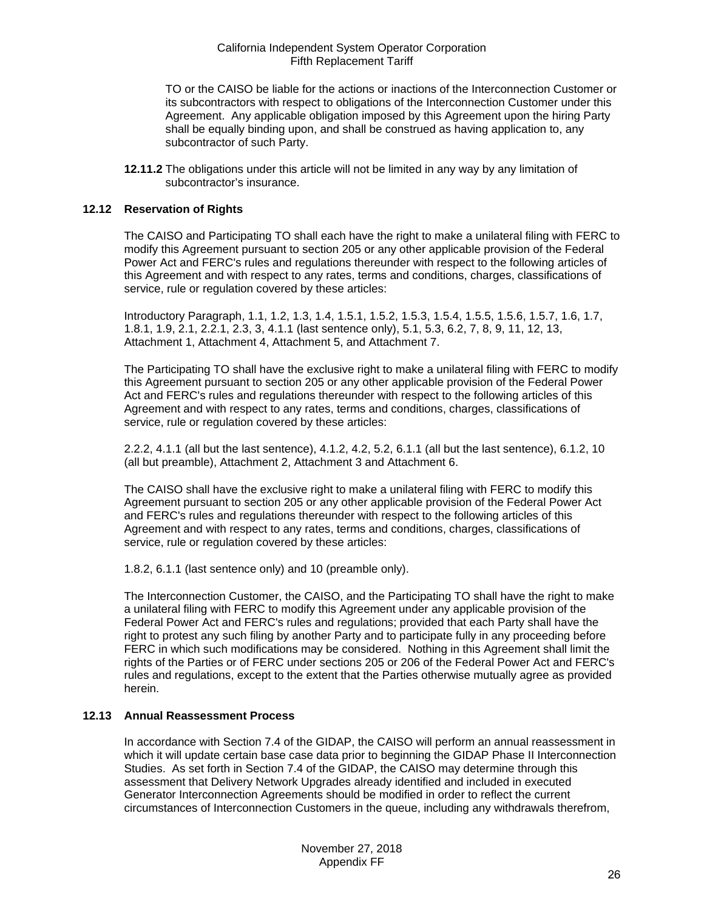TO or the CAISO be liable for the actions or inactions of the Interconnection Customer or its subcontractors with respect to obligations of the Interconnection Customer under this Agreement. Any applicable obligation imposed by this Agreement upon the hiring Party shall be equally binding upon, and shall be construed as having application to, any subcontractor of such Party.

**12.11.2** The obligations under this article will not be limited in any way by any limitation of subcontractor's insurance.

### 12.12 Reservation of Rights

The CAISO and Participating TO shall each have the right to make a unilateral filing with FERC to modify this Agreement pursuant to section 205 or any other applicable provision of the Federal Power Act and FERC's rules and regulations thereunder with respect to the following articles of this Agreement and with respect to any rates, terms and conditions, charges, classifications of service, rule or regulation covered by these articles:

Introductory Paragraph, 1.1, 1.2, 1.3, 1.4, 1.5.1, 1.5.2, 1.5.3, 1.5.4, 1.5.5, 1.5.6, 1.5.7, 1.6, 1.7, 1.8.1, 1.9, 2.1, 2.2.1, 2.3, 3, 4.1.1 (last sentence only), 5.1, 5.3, 6.2, 7, 8, 9, 11, 12, 13, Attachment 1, Attachment 4, Attachment 5, and Attachment 7.

The Participating TO shall have the exclusive right to make a unilateral filing with FERC to modify this Agreement pursuant to section 205 or any other applicable provision of the Federal Power Act and FERC's rules and regulations thereunder with respect to the following articles of this Agreement and with respect to any rates, terms and conditions, charges, classifications of service, rule or regulation covered by these articles:

2.2.2, 4.1.1 (all but the last sentence), 4.1.2, 4.2, 5.2, 6.1.1 (all but the last sentence), 6.1.2, 10 (all but preamble), Attachment 2, Attachment 3 and Attachment 6.

The CAISO shall have the exclusive right to make a unilateral filing with FERC to modify this Agreement pursuant to section 205 or any other applicable provision of the Federal Power Act and FERC's rules and regulations thereunder with respect to the following articles of this Agreement and with respect to any rates, terms and conditions, charges, classifications of service, rule or regulation covered by these articles:

1.8.2, 6.1.1 (last sentence only) and 10 (preamble only).

The Interconnection Customer, the CAISO, and the Participating TO shall have the right to make a unilateral filing with FERC to modify this Agreement under any applicable provision of the Federal Power Act and FERC's rules and regulations; provided that each Party shall have the right to protest any such filing by another Party and to participate fully in any proceeding before FERC in which such modifications may be considered. Nothing in this Agreement shall limit the rights of the Parties or of FERC under sections 205 or 206 of the Federal Power Act and FERC's rules and regulations, except to the extent that the Parties otherwise mutually agree as provided herein.

### 12.13 Annual Reassessment Process

In accordance with Section 7.4 of the GIDAP, the CAISO will perform an annual reassessment in which it will update certain base case data prior to beginning the GIDAP Phase II Interconnection Studies. As set forth in Section 7.4 of the GIDAP, the CAISO may determine through this assessment that Delivery Network Upgrades already identified and included in executed Generator Interconnection Agreements should be modified in order to reflect the current circumstances of Interconnection Customers in the queue, including any withdrawals therefrom,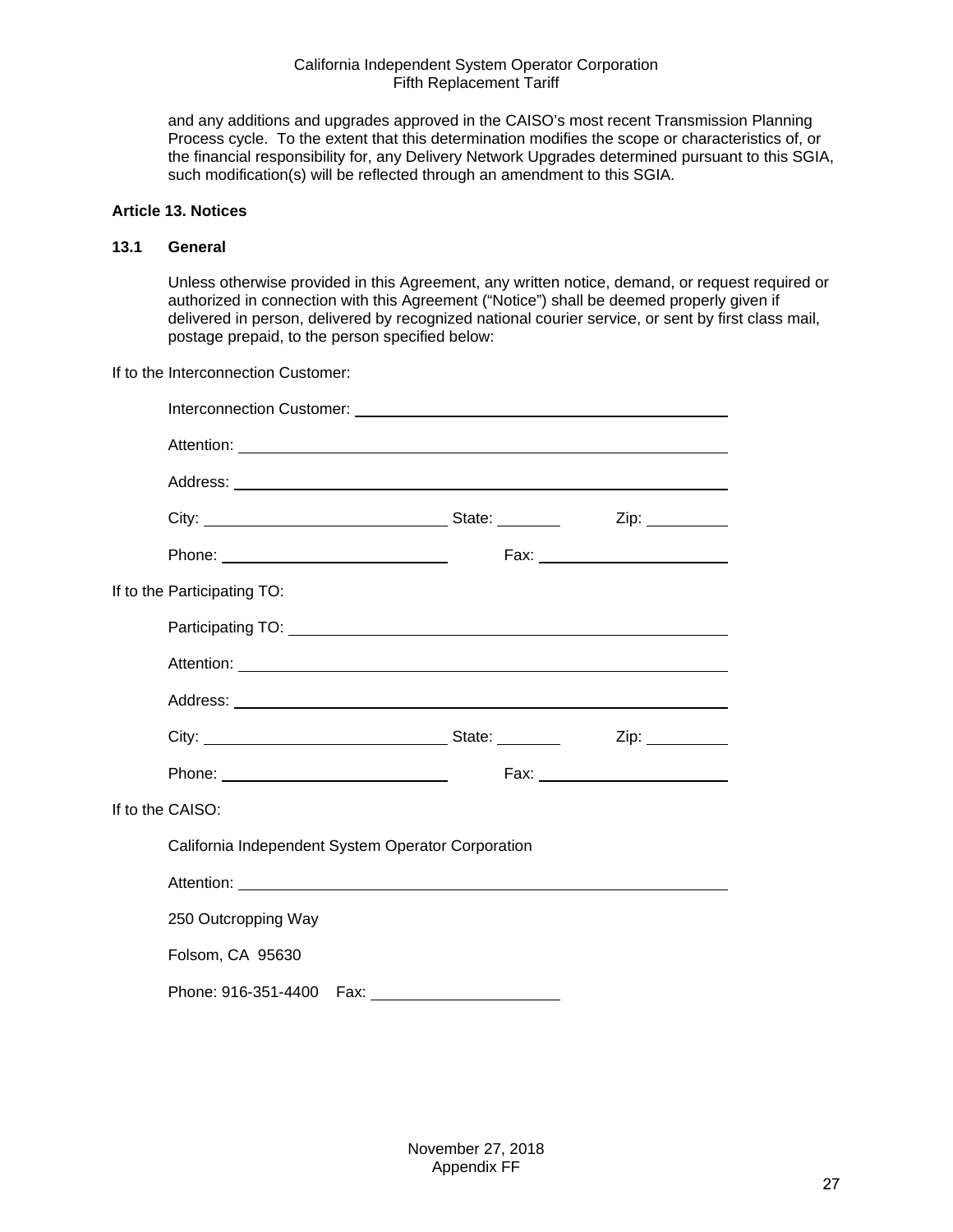and any additions and upgrades approved in the CAISO's most recent Transmission Planning Process cycle. To the extent that this determination modifies the scope or characteristics of, or the financial responsibility for, any Delivery Network Upgrades determined pursuant to this SGIA, such modification(s) will be reflected through an amendment to this SGIA.

**Article 13. Notices**

**13.1 General**

Unless otherwise provided in this Agreement, any written notice, demand, or request required or authorized in connection with this Agreement ("Notice") shall be deemed properly given if delivered in person, delivered by recognized national courier service, or sent by first class mail, postage prepaid, to the person specified below:

If to the Interconnection Customer:

Interconnection Customer: ______________________________

Attention: ______________________________

Address: ______________________________

City: ____________________ State: ________ Zip: __________

Phone: ____________________ Fax: ____________________

If to the Participating TO:

Participating TO: ______________________________

Attention: ______________________________

Address: ______________________________

City: ____________________ State: ________ Zip: __________

Phone: ____________________ Fax: ____________________

If to the CAISO:

California Independent System Operator Corporation

Attention: ______________________________

250 Outcropping Way

Folsom, CA 95630

Phone: 916-351-4400 Fax: ____________________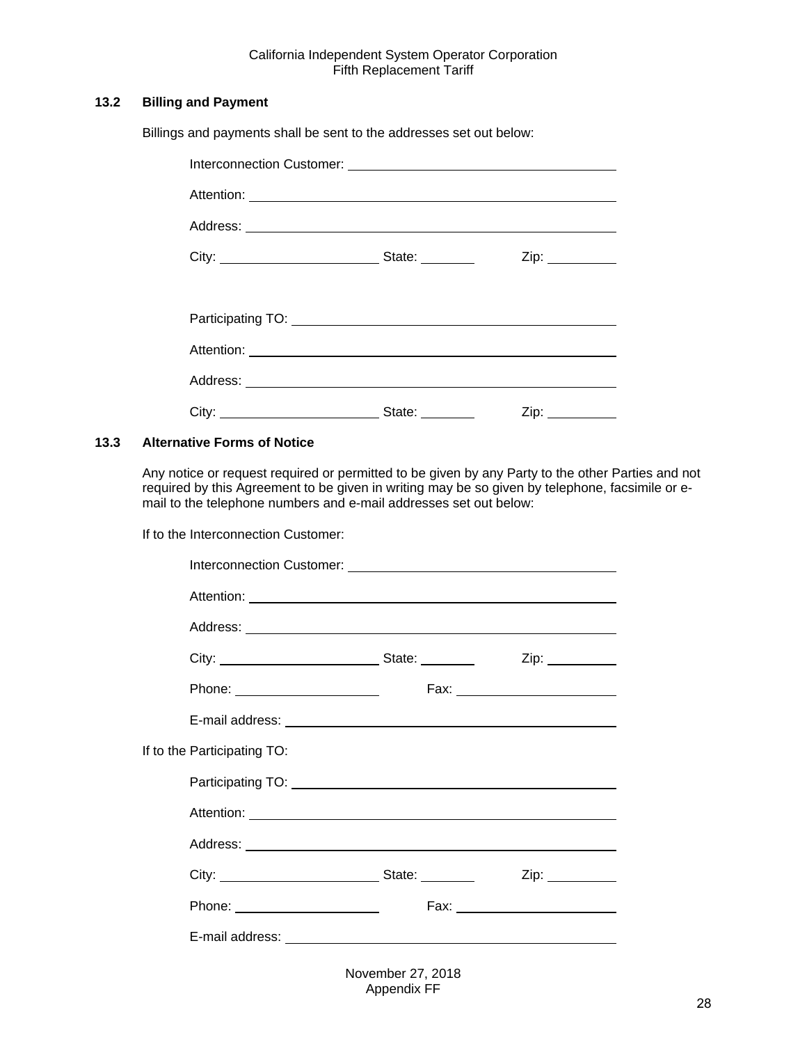### 13.2 Billing and Payment

Billings and payments shall be sent to the addresses set out below:

Interconnection Customer: ____________________________________

Attention: ____________________________________

Address: ____________________________________

City: ______________________ State: ________ Zip: __________

Participating TO: ____________________________________

Attention: ____________________________________

Address: ____________________________________

City: ______________________ State: ________ Zip: __________

### 13.3 Alternative Forms of Notice

Any notice or request required or permitted to be given by any Party to the other Parties and not required by this Agreement to be given in writing may be so given by telephone, facsimile or e-mail to the telephone numbers and e-mail addresses set out below:

If to the Interconnection Customer:

Interconnection Customer: ____________________________________

Attention: ____________________________________

Address: ____________________________________

City: ______________________ State: ________ Zip: __________

Phone: ____________________ Fax: ______________________

E-mail address: ____________________________________

If to the Participating TO:

Participating TO: ____________________________________

Attention: ____________________________________

Address: ____________________________________

City: ______________________ State: ________ Zip: __________

Phone: ____________________ Fax: ______________________

E-mail address: ____________________________________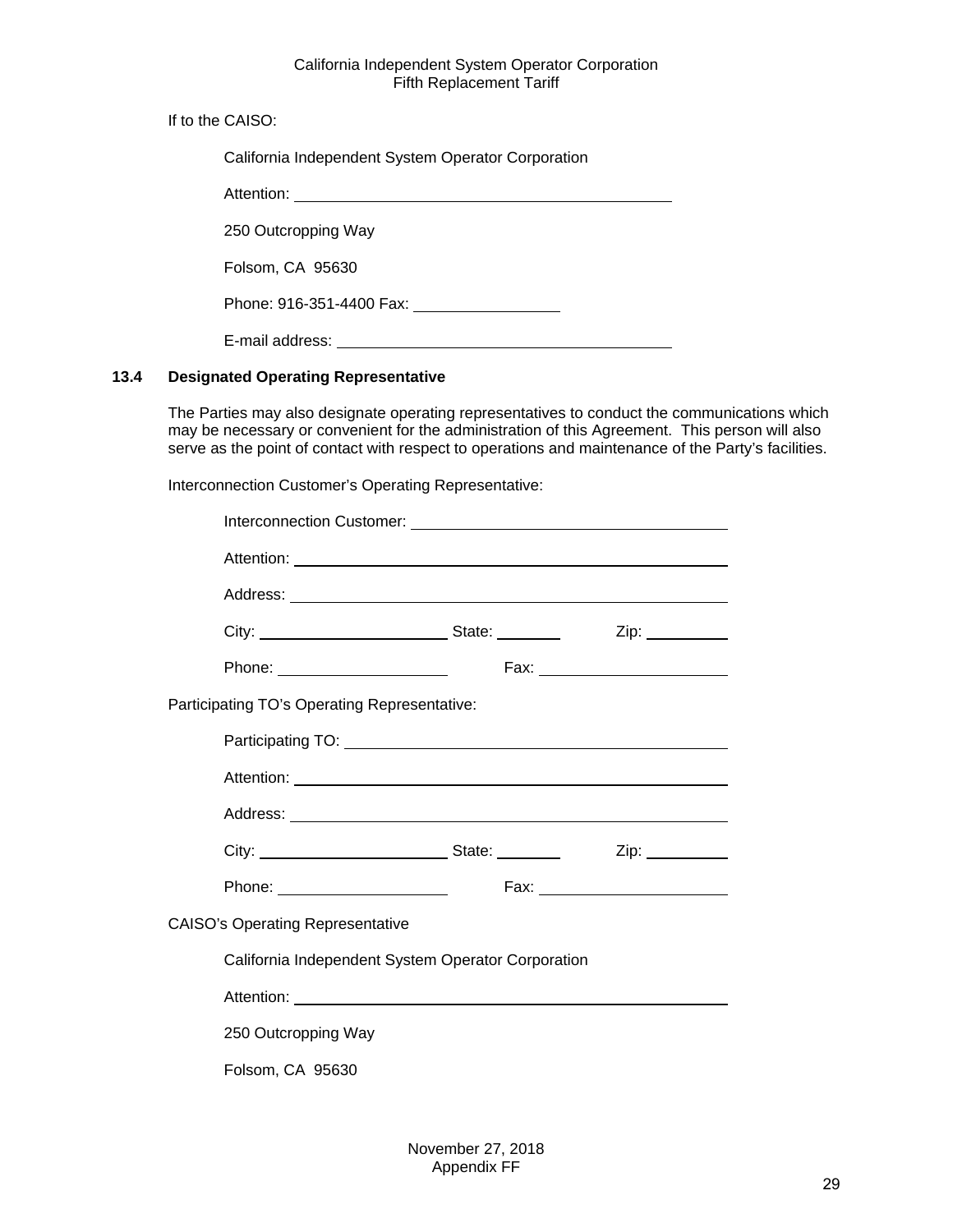If to the CAISO:

California Independent System Operator Corporation

Attention: ______________________________________

250 Outcropping Way

Folsom, CA 95630

Phone: 916-351-4400 Fax: _______________

E-mail address: ________________________________

### 13.4 Designated Operating Representative

The Parties may also designate operating representatives to conduct the communications which may be necessary or convenient for the administration of this Agreement. This person will also serve as the point of contact with respect to operations and maintenance of the Party's facilities.

Interconnection Customer's Operating Representative:

Interconnection Customer: ________________________________

Attention: ______________________________________________

Address: _______________________________________________

City: ____________________ State: _______ Zip: _________

Phone: __________________ Fax: ____________________

Participating TO's Operating Representative:

Participating TO: _________________________________________

Attention: ______________________________________________

Address: _______________________________________________

City: ____________________ State: _______ Zip: _________

Phone: __________________ Fax: ____________________

CAISO's Operating Representative

California Independent System Operator Corporation

Attention: ______________________________________________

250 Outcropping Way

Folsom, CA 95630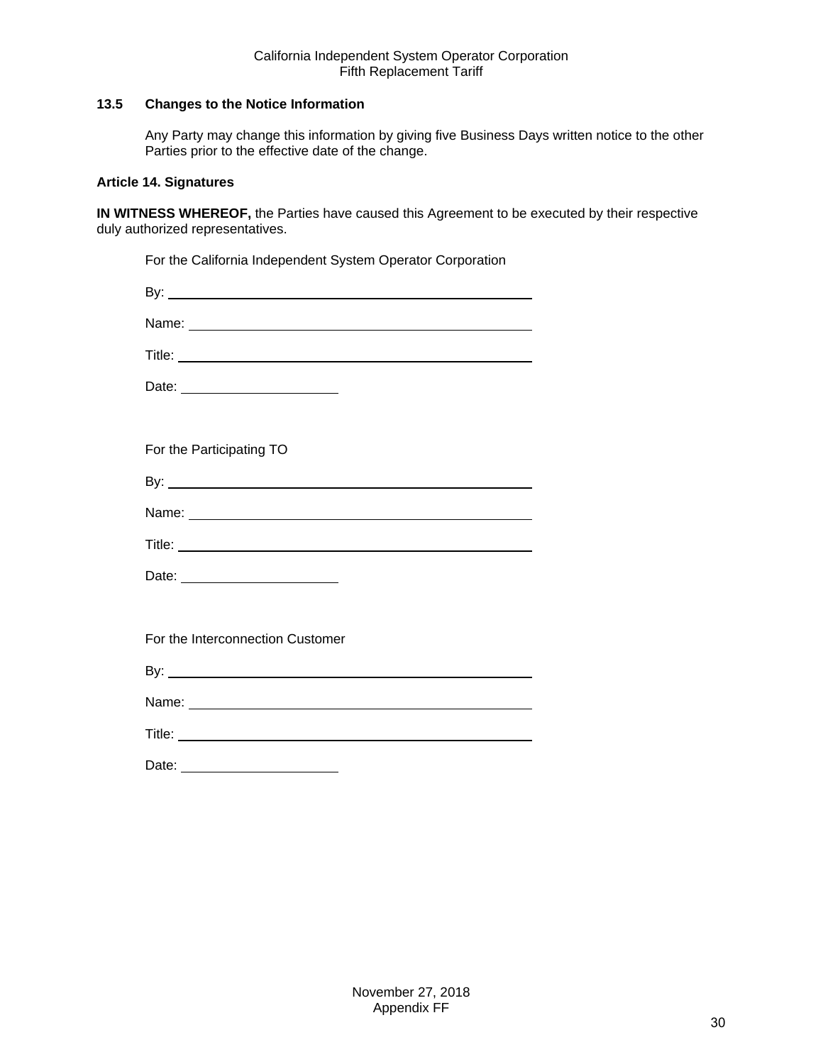### 13.5 Changes to the Notice Information

Any Party may change this information by giving five Business Days written notice to the other Parties prior to the effective date of the change.

### Article 14. Signatures

**IN WITNESS WHEREOF,** the Parties have caused this Agreement to be executed by their respective duly authorized representatives.

For the California Independent System Operator Corporation

By: ______________________________________________

Name: ____________________________________________

Title: _____________________________________________

Date: ____________________

For the Participating TO

By: ______________________________________________

Name: ____________________________________________

Title: _____________________________________________

Date: ____________________

For the Interconnection Customer

By: ______________________________________________

Name: ____________________________________________

Title: _____________________________________________

Date: ____________________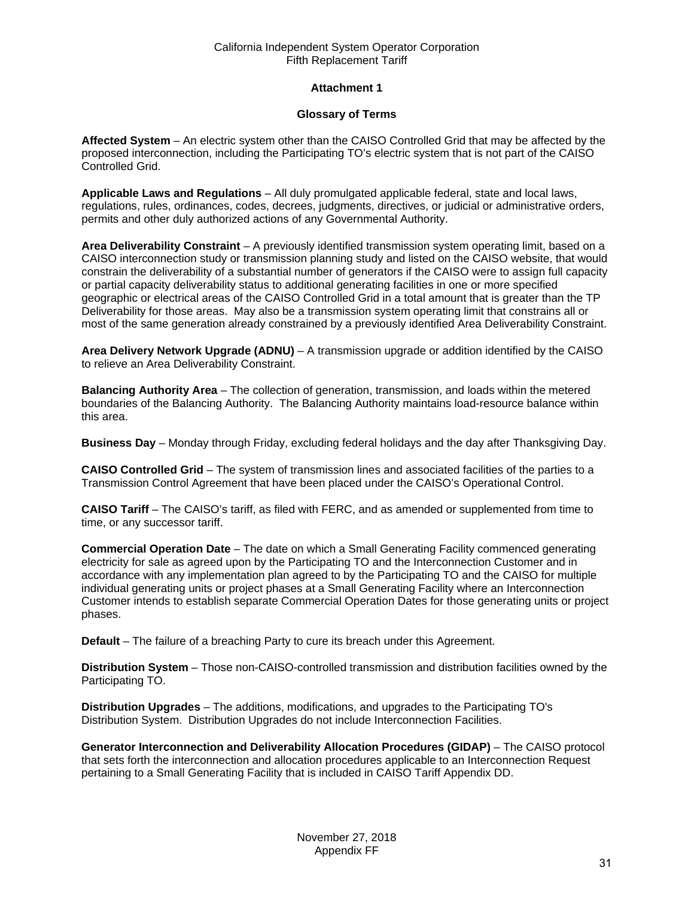## Attachment 1

## Glossary of Terms

**Affected System** – An electric system other than the CAISO Controlled Grid that may be affected by the proposed interconnection, including the Participating TO's electric system that is not part of the CAISO Controlled Grid.

**Applicable Laws and Regulations** – All duly promulgated applicable federal, state and local laws, regulations, rules, ordinances, codes, decrees, judgments, directives, or judicial or administrative orders, permits and other duly authorized actions of any Governmental Authority.

**Area Deliverability Constraint** – A previously identified transmission system operating limit, based on a CAISO interconnection study or transmission planning study and listed on the CAISO website, that would constrain the deliverability of a substantial number of generators if the CAISO were to assign full capacity or partial capacity deliverability status to additional generating facilities in one or more specified geographic or electrical areas of the CAISO Controlled Grid in a total amount that is greater than the TP Deliverability for those areas. May also be a transmission system operating limit that constrains all or most of the same generation already constrained by a previously identified Area Deliverability Constraint.

**Area Delivery Network Upgrade (ADNU)** – A transmission upgrade or addition identified by the CAISO to relieve an Area Deliverability Constraint.

**Balancing Authority Area** – The collection of generation, transmission, and loads within the metered boundaries of the Balancing Authority. The Balancing Authority maintains load-resource balance within this area.

**Business Day** – Monday through Friday, excluding federal holidays and the day after Thanksgiving Day.

**CAISO Controlled Grid** – The system of transmission lines and associated facilities of the parties to a Transmission Control Agreement that have been placed under the CAISO's Operational Control.

**CAISO Tariff** – The CAISO's tariff, as filed with FERC, and as amended or supplemented from time to time, or any successor tariff.

**Commercial Operation Date** – The date on which a Small Generating Facility commenced generating electricity for sale as agreed upon by the Participating TO and the Interconnection Customer and in accordance with any implementation plan agreed to by the Participating TO and the CAISO for multiple individual generating units or project phases at a Small Generating Facility where an Interconnection Customer intends to establish separate Commercial Operation Dates for those generating units or project phases.

**Default** – The failure of a breaching Party to cure its breach under this Agreement.

**Distribution System** – Those non-CAISO-controlled transmission and distribution facilities owned by the Participating TO.

**Distribution Upgrades** – The additions, modifications, and upgrades to the Participating TO's Distribution System. Distribution Upgrades do not include Interconnection Facilities.

**Generator Interconnection and Deliverability Allocation Procedures (GIDAP)** – The CAISO protocol that sets forth the interconnection and allocation procedures applicable to an Interconnection Request pertaining to a Small Generating Facility that is included in CAISO Tariff Appendix DD.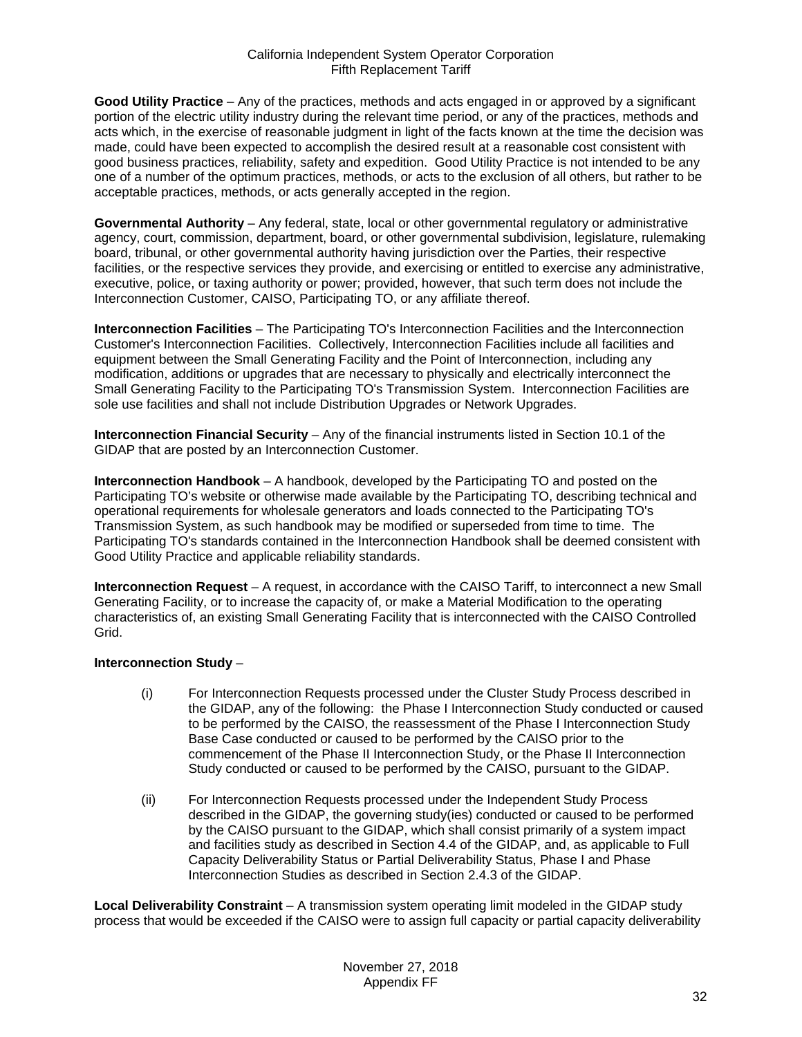**Good Utility Practice** – Any of the practices, methods and acts engaged in or approved by a significant portion of the electric utility industry during the relevant time period, or any of the practices, methods and acts which, in the exercise of reasonable judgment in light of the facts known at the time the decision was made, could have been expected to accomplish the desired result at a reasonable cost consistent with good business practices, reliability, safety and expedition. Good Utility Practice is not intended to be any one of a number of the optimum practices, methods, or acts to the exclusion of all others, but rather to be acceptable practices, methods, or acts generally accepted in the region.

**Governmental Authority** – Any federal, state, local or other governmental regulatory or administrative agency, court, commission, department, board, or other governmental subdivision, legislature, rulemaking board, tribunal, or other governmental authority having jurisdiction over the Parties, their respective facilities, or the respective services they provide, and exercising or entitled to exercise any administrative, executive, police, or taxing authority or power; provided, however, that such term does not include the Interconnection Customer, CAISO, Participating TO, or any affiliate thereof.

**Interconnection Facilities** – The Participating TO's Interconnection Facilities and the Interconnection Customer's Interconnection Facilities. Collectively, Interconnection Facilities include all facilities and equipment between the Small Generating Facility and the Point of Interconnection, including any modification, additions or upgrades that are necessary to physically and electrically interconnect the Small Generating Facility to the Participating TO's Transmission System. Interconnection Facilities are sole use facilities and shall not include Distribution Upgrades or Network Upgrades.

**Interconnection Financial Security** – Any of the financial instruments listed in Section 10.1 of the GIDAP that are posted by an Interconnection Customer.

**Interconnection Handbook** – A handbook, developed by the Participating TO and posted on the Participating TO's website or otherwise made available by the Participating TO, describing technical and operational requirements for wholesale generators and loads connected to the Participating TO's Transmission System, as such handbook may be modified or superseded from time to time. The Participating TO's standards contained in the Interconnection Handbook shall be deemed consistent with Good Utility Practice and applicable reliability standards.

**Interconnection Request** – A request, in accordance with the CAISO Tariff, to interconnect a new Small Generating Facility, or to increase the capacity of, or make a Material Modification to the operating characteristics of, an existing Small Generating Facility that is interconnected with the CAISO Controlled Grid.

**Interconnection Study** –

(i) For Interconnection Requests processed under the Cluster Study Process described in the GIDAP, any of the following: the Phase I Interconnection Study conducted or caused to be performed by the CAISO, the reassessment of the Phase I Interconnection Study Base Case conducted or caused to be performed by the CAISO prior to the commencement of the Phase II Interconnection Study, or the Phase II Interconnection Study conducted or caused to be performed by the CAISO, pursuant to the GIDAP.

(ii) For Interconnection Requests processed under the Independent Study Process described in the GIDAP, the governing study(ies) conducted or caused to be performed by the CAISO pursuant to the GIDAP, which shall consist primarily of a system impact and facilities study as described in Section 4.4 of the GIDAP, and, as applicable to Full Capacity Deliverability Status or Partial Deliverability Status, Phase I and Phase Interconnection Studies as described in Section 2.4.3 of the GIDAP.

**Local Deliverability Constraint** – A transmission system operating limit modeled in the GIDAP study process that would be exceeded if the CAISO were to assign full capacity or partial capacity deliverability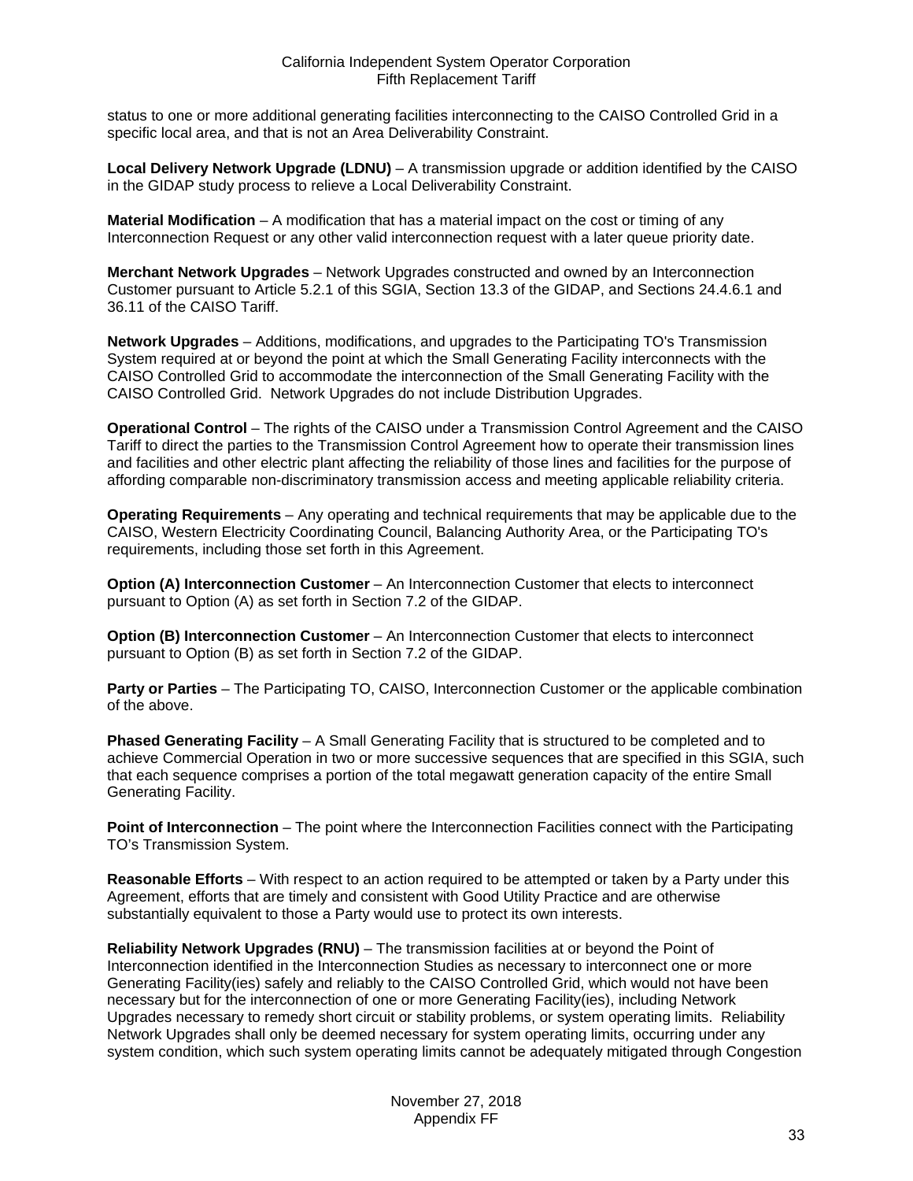status to one or more additional generating facilities interconnecting to the CAISO Controlled Grid in a specific local area, and that is not an Area Deliverability Constraint.

**Local Delivery Network Upgrade (LDNU)** – A transmission upgrade or addition identified by the CAISO in the GIDAP study process to relieve a Local Deliverability Constraint.

**Material Modification** – A modification that has a material impact on the cost or timing of any Interconnection Request or any other valid interconnection request with a later queue priority date.

**Merchant Network Upgrades** – Network Upgrades constructed and owned by an Interconnection Customer pursuant to Article 5.2.1 of this SGIA, Section 13.3 of the GIDAP, and Sections 24.4.6.1 and 36.11 of the CAISO Tariff.

**Network Upgrades** – Additions, modifications, and upgrades to the Participating TO's Transmission System required at or beyond the point at which the Small Generating Facility interconnects with the CAISO Controlled Grid to accommodate the interconnection of the Small Generating Facility with the CAISO Controlled Grid. Network Upgrades do not include Distribution Upgrades.

**Operational Control** – The rights of the CAISO under a Transmission Control Agreement and the CAISO Tariff to direct the parties to the Transmission Control Agreement how to operate their transmission lines and facilities and other electric plant affecting the reliability of those lines and facilities for the purpose of affording comparable non-discriminatory transmission access and meeting applicable reliability criteria.

**Operating Requirements** – Any operating and technical requirements that may be applicable due to the CAISO, Western Electricity Coordinating Council, Balancing Authority Area, or the Participating TO's requirements, including those set forth in this Agreement.

**Option (A) Interconnection Customer** – An Interconnection Customer that elects to interconnect pursuant to Option (A) as set forth in Section 7.2 of the GIDAP.

**Option (B) Interconnection Customer** – An Interconnection Customer that elects to interconnect pursuant to Option (B) as set forth in Section 7.2 of the GIDAP.

**Party or Parties** – The Participating TO, CAISO, Interconnection Customer or the applicable combination of the above.

**Phased Generating Facility** – A Small Generating Facility that is structured to be completed and to achieve Commercial Operation in two or more successive sequences that are specified in this SGIA, such that each sequence comprises a portion of the total megawatt generation capacity of the entire Small Generating Facility.

**Point of Interconnection** – The point where the Interconnection Facilities connect with the Participating TO's Transmission System.

**Reasonable Efforts** – With respect to an action required to be attempted or taken by a Party under this Agreement, efforts that are timely and consistent with Good Utility Practice and are otherwise substantially equivalent to those a Party would use to protect its own interests.

**Reliability Network Upgrades (RNU)** – The transmission facilities at or beyond the Point of Interconnection identified in the Interconnection Studies as necessary to interconnect one or more Generating Facility(ies) safely and reliably to the CAISO Controlled Grid, which would not have been necessary but for the interconnection of one or more Generating Facility(ies), including Network Upgrades necessary to remedy short circuit or stability problems, or system operating limits. Reliability Network Upgrades shall only be deemed necessary for system operating limits, occurring under any system condition, which such system operating limits cannot be adequately mitigated through Congestion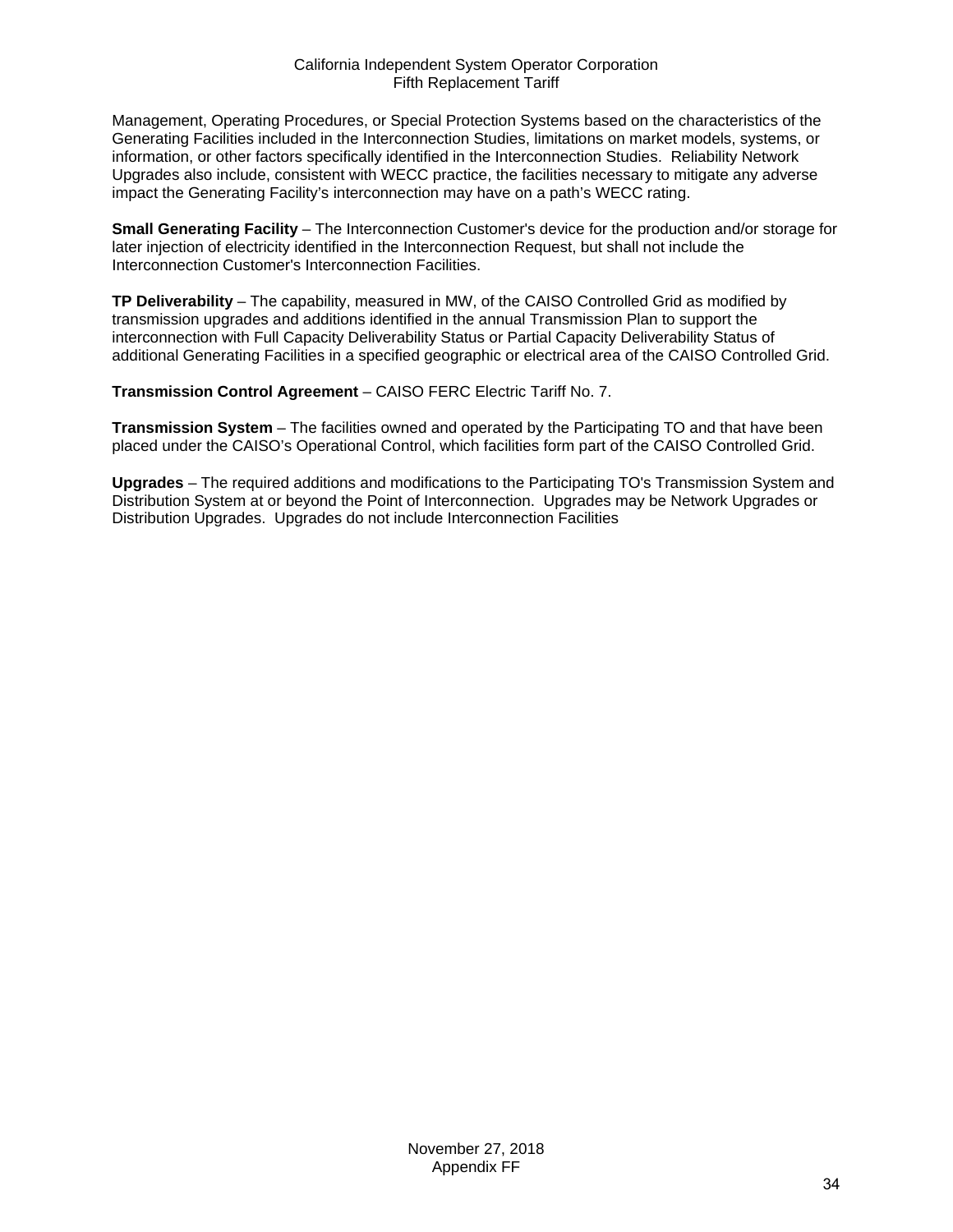Management, Operating Procedures, or Special Protection Systems based on the characteristics of the Generating Facilities included in the Interconnection Studies, limitations on market models, systems, or information, or other factors specifically identified in the Interconnection Studies. Reliability Network Upgrades also include, consistent with WECC practice, the facilities necessary to mitigate any adverse impact the Generating Facility's interconnection may have on a path's WECC rating.

**Small Generating Facility** – The Interconnection Customer's device for the production and/or storage for later injection of electricity identified in the Interconnection Request, but shall not include the Interconnection Customer's Interconnection Facilities.

**TP Deliverability** – The capability, measured in MW, of the CAISO Controlled Grid as modified by transmission upgrades and additions identified in the annual Transmission Plan to support the interconnection with Full Capacity Deliverability Status or Partial Capacity Deliverability Status of additional Generating Facilities in a specified geographic or electrical area of the CAISO Controlled Grid.

**Transmission Control Agreement** – CAISO FERC Electric Tariff No. 7.

**Transmission System** – The facilities owned and operated by the Participating TO and that have been placed under the CAISO's Operational Control, which facilities form part of the CAISO Controlled Grid.

**Upgrades** – The required additions and modifications to the Participating TO's Transmission System and Distribution System at or beyond the Point of Interconnection. Upgrades may be Network Upgrades or Distribution Upgrades. Upgrades do not include Interconnection Facilities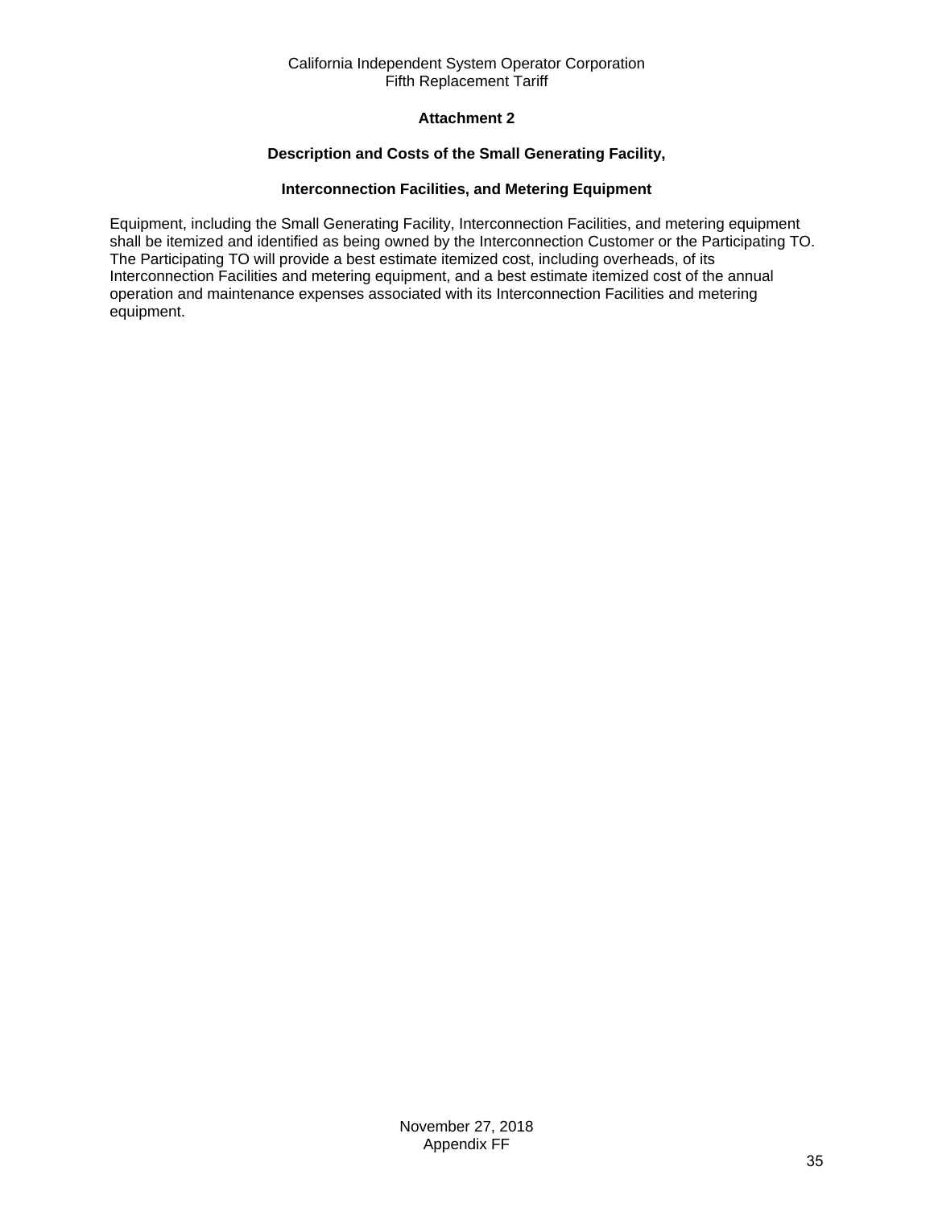## Attachment 2

### Description and Costs of the Small Generating Facility,

### Interconnection Facilities, and Metering Equipment

Equipment, including the Small Generating Facility, Interconnection Facilities, and metering equipment shall be itemized and identified as being owned by the Interconnection Customer or the Participating TO. The Participating TO will provide a best estimate itemized cost, including overheads, of its Interconnection Facilities and metering equipment, and a best estimate itemized cost of the annual operation and maintenance expenses associated with its Interconnection Facilities and metering equipment.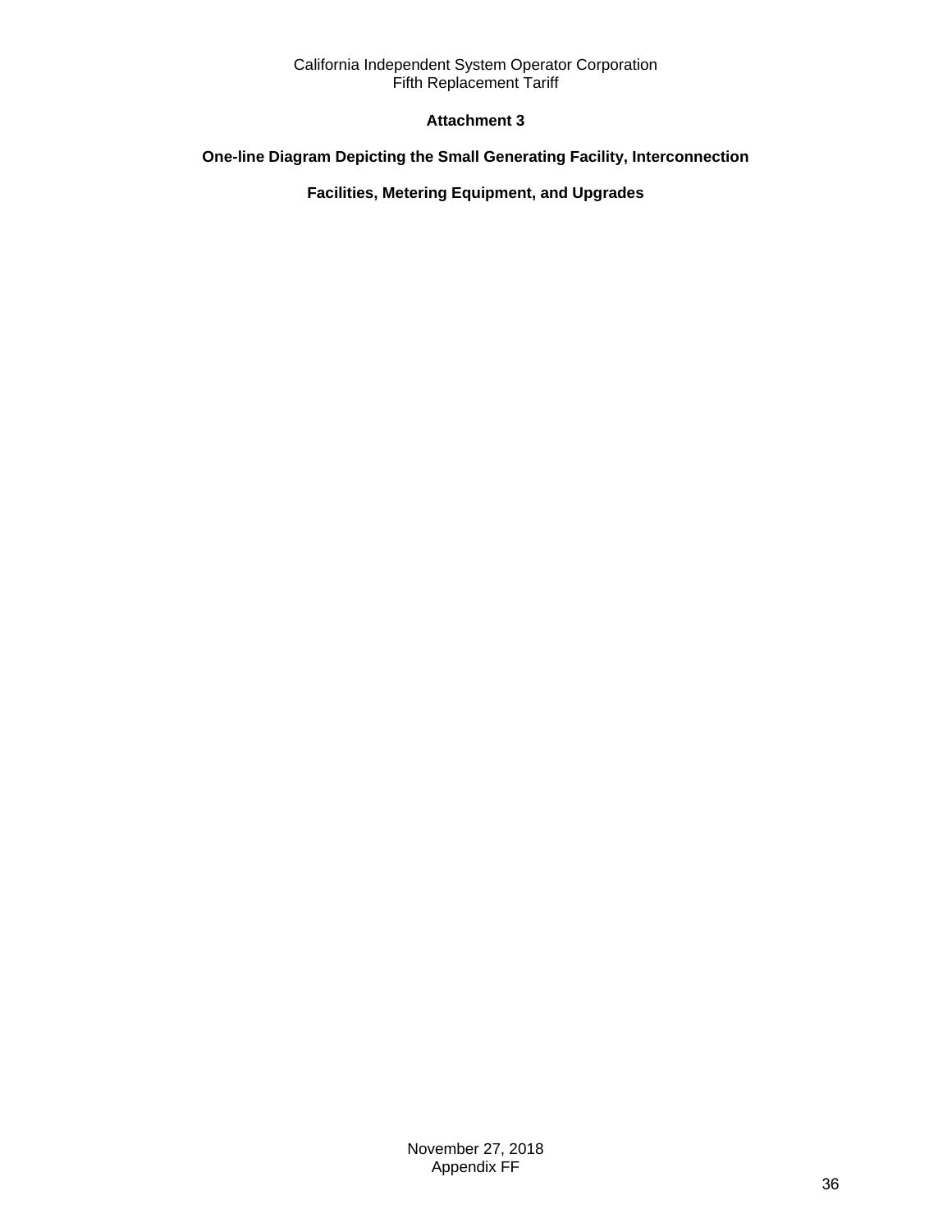## Attachment 3

## One-line Diagram Depicting the Small Generating Facility, Interconnection Facilities, Metering Equipment, and Upgrades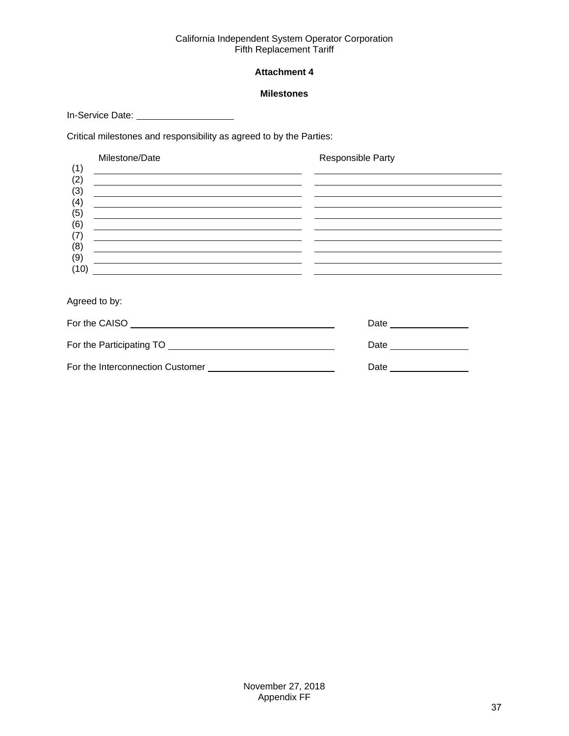## Attachment 4

### Milestones

In-Service Date: ____________________

Critical milestones and responsibility as agreed to by the Parties:

| | Milestone/Date | Responsible Party |
|---|---|---|
| (1) | | |
| (2) | | |
| (3) | | |
| (4) | | |
| (5) | | |
| (6) | | |
| (7) | | |
| (8) | | |
| (9) | | |
| (10) | | |

Agreed to by:

For the CAISO ______________________________ Date ______________

For the Participating TO ______________________________ Date ______________

For the Interconnection Customer ______________________________ Date ______________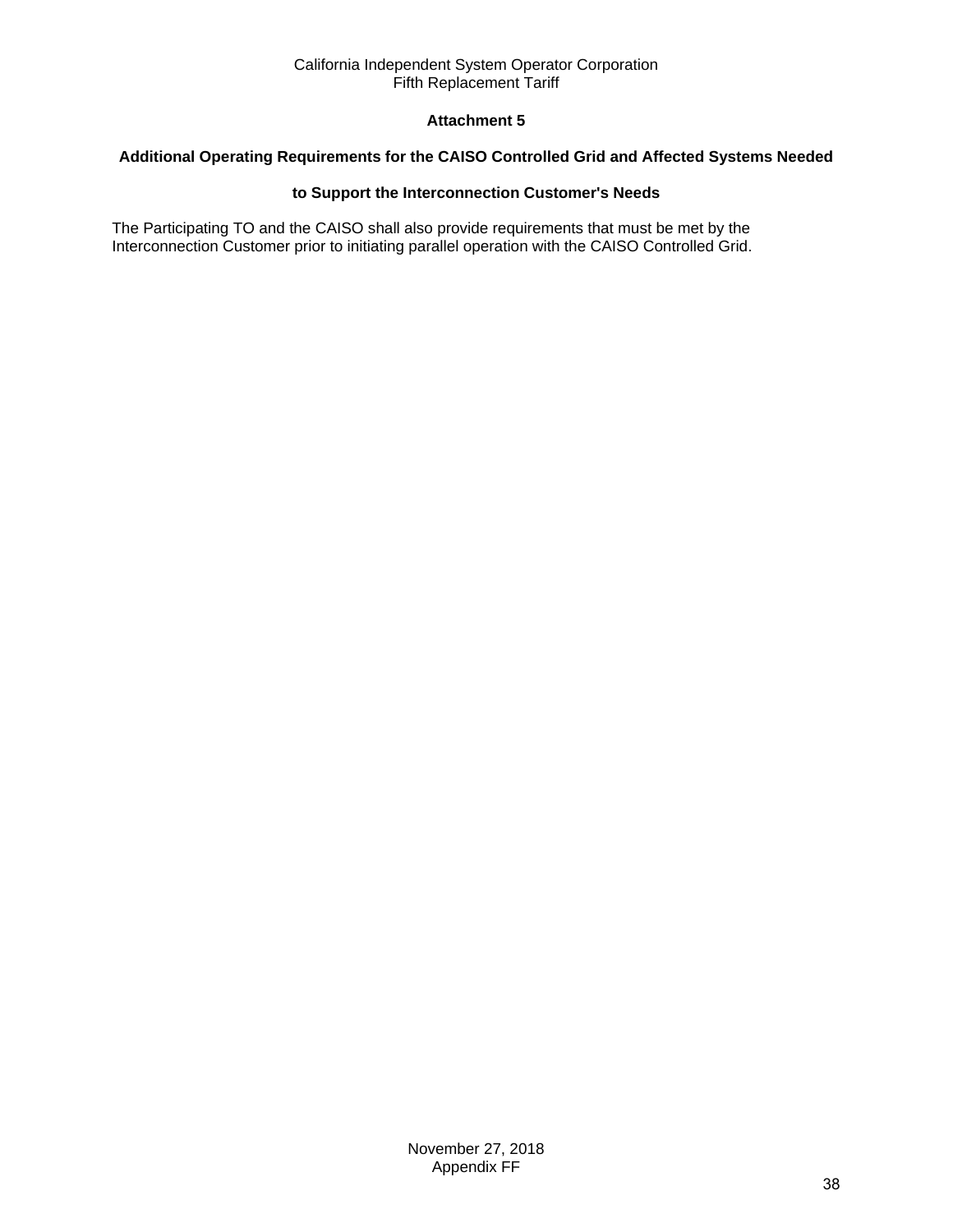## Attachment 5

### Additional Operating Requirements for the CAISO Controlled Grid and Affected Systems Needed to Support the Interconnection Customer's Needs

The Participating TO and the CAISO shall also provide requirements that must be met by the Interconnection Customer prior to initiating parallel operation with the CAISO Controlled Grid.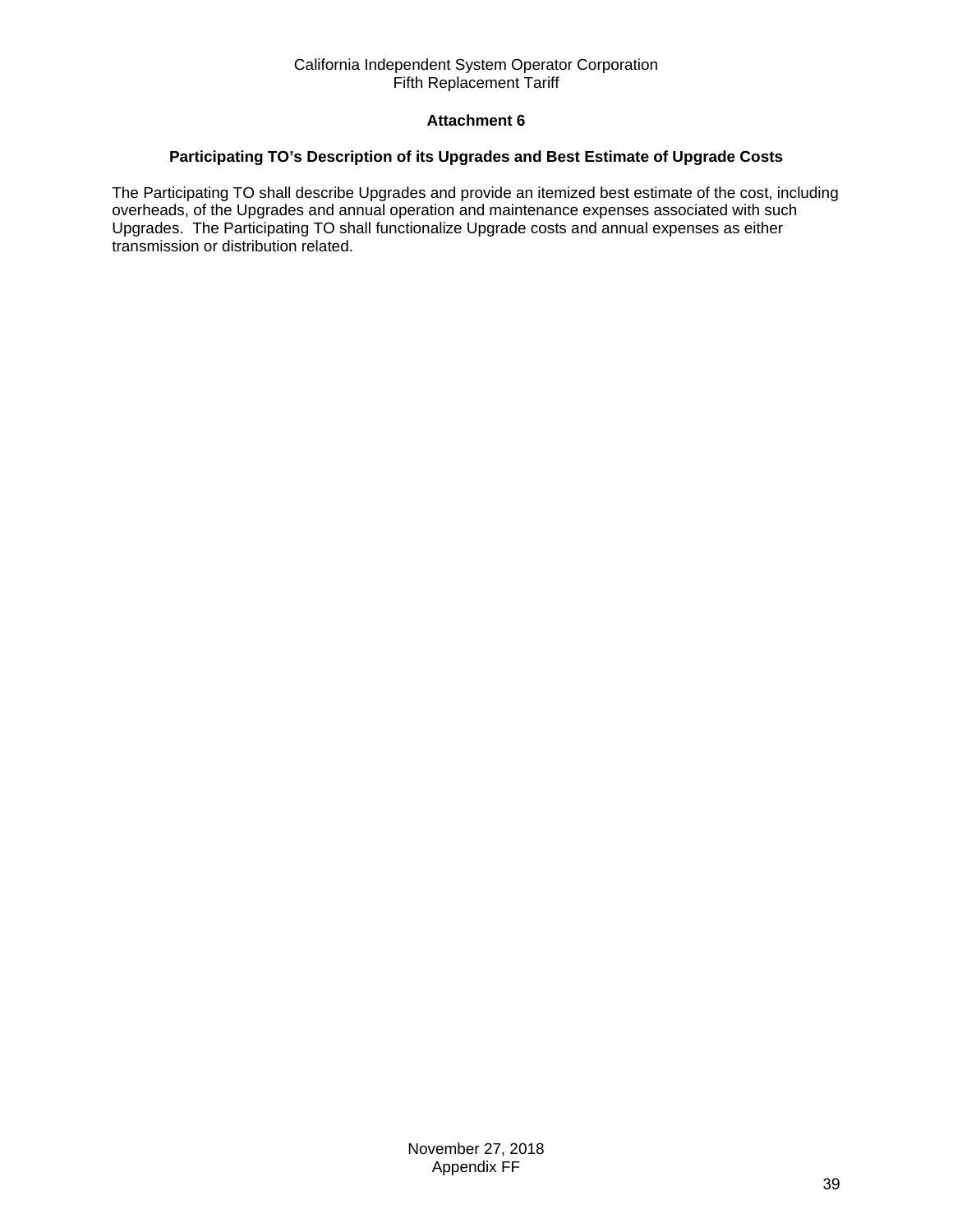## Attachment 6

### Participating TO's Description of its Upgrades and Best Estimate of Upgrade Costs

The Participating TO shall describe Upgrades and provide an itemized best estimate of the cost, including overheads, of the Upgrades and annual operation and maintenance expenses associated with such Upgrades. The Participating TO shall functionalize Upgrade costs and annual expenses as either transmission or distribution related.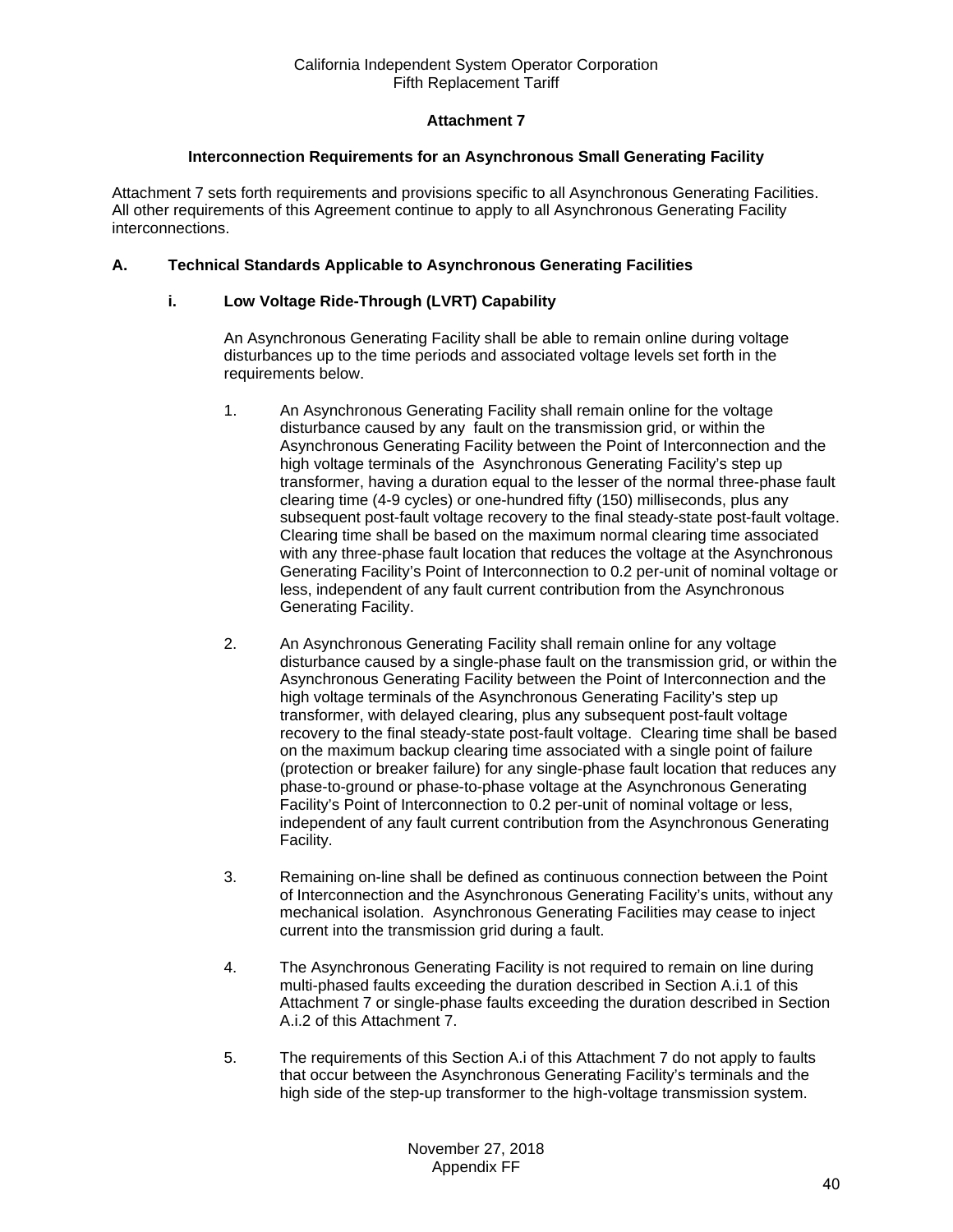## Attachment 7

### Interconnection Requirements for an Asynchronous Small Generating Facility

Attachment 7 sets forth requirements and provisions specific to all Asynchronous Generating Facilities. All other requirements of this Agreement continue to apply to all Asynchronous Generating Facility interconnections.

### A. Technical Standards Applicable to Asynchronous Generating Facilities

#### i. Low Voltage Ride-Through (LVRT) Capability

An Asynchronous Generating Facility shall be able to remain online during voltage disturbances up to the time periods and associated voltage levels set forth in the requirements below.

1. An Asynchronous Generating Facility shall remain online for the voltage disturbance caused by any fault on the transmission grid, or within the Asynchronous Generating Facility between the Point of Interconnection and the high voltage terminals of the Asynchronous Generating Facility's step up transformer, having a duration equal to the lesser of the normal three-phase fault clearing time (4-9 cycles) or one-hundred fifty (150) milliseconds, plus any subsequent post-fault voltage recovery to the final steady-state post-fault voltage. Clearing time shall be based on the maximum normal clearing time associated with any three-phase fault location that reduces the voltage at the Asynchronous Generating Facility's Point of Interconnection to 0.2 per-unit of nominal voltage or less, independent of any fault current contribution from the Asynchronous Generating Facility.

2. An Asynchronous Generating Facility shall remain online for any voltage disturbance caused by a single-phase fault on the transmission grid, or within the Asynchronous Generating Facility between the Point of Interconnection and the high voltage terminals of the Asynchronous Generating Facility's step up transformer, with delayed clearing, plus any subsequent post-fault voltage recovery to the final steady-state post-fault voltage. Clearing time shall be based on the maximum backup clearing time associated with a single point of failure (protection or breaker failure) for any single-phase fault location that reduces any phase-to-ground or phase-to-phase voltage at the Asynchronous Generating Facility's Point of Interconnection to 0.2 per-unit of nominal voltage or less, independent of any fault current contribution from the Asynchronous Generating Facility.

3. Remaining on-line shall be defined as continuous connection between the Point of Interconnection and the Asynchronous Generating Facility's units, without any mechanical isolation. Asynchronous Generating Facilities may cease to inject current into the transmission grid during a fault.

4. The Asynchronous Generating Facility is not required to remain on line during multi-phased faults exceeding the duration described in Section A.i.1 of this Attachment 7 or single-phase faults exceeding the duration described in Section A.i.2 of this Attachment 7.

5. The requirements of this Section A.i of this Attachment 7 do not apply to faults that occur between the Asynchronous Generating Facility's terminals and the high side of the step-up transformer to the high-voltage transmission system.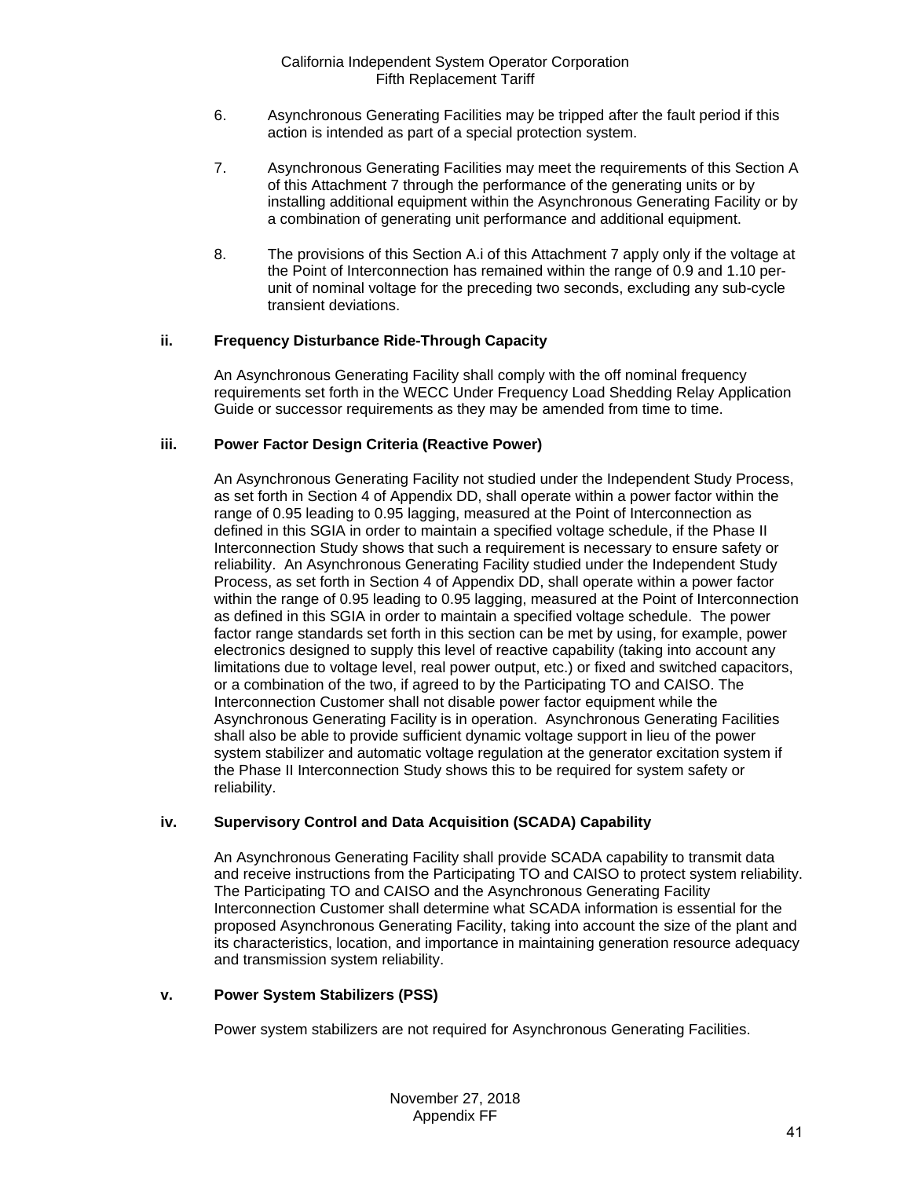6. Asynchronous Generating Facilities may be tripped after the fault period if this action is intended as part of a special protection system.

7. Asynchronous Generating Facilities may meet the requirements of this Section A of this Attachment 7 through the performance of the generating units or by installing additional equipment within the Asynchronous Generating Facility or by a combination of generating unit performance and additional equipment.

8. The provisions of this Section A.i of this Attachment 7 apply only if the voltage at the Point of Interconnection has remained within the range of 0.9 and 1.10 per-unit of nominal voltage for the preceding two seconds, excluding any sub-cycle transient deviations.

**ii. Frequency Disturbance Ride-Through Capacity**

An Asynchronous Generating Facility shall comply with the off nominal frequency requirements set forth in the WECC Under Frequency Load Shedding Relay Application Guide or successor requirements as they may be amended from time to time.

**iii. Power Factor Design Criteria (Reactive Power)**

An Asynchronous Generating Facility not studied under the Independent Study Process, as set forth in Section 4 of Appendix DD, shall operate within a power factor within the range of 0.95 leading to 0.95 lagging, measured at the Point of Interconnection as defined in this SGIA in order to maintain a specified voltage schedule, if the Phase II Interconnection Study shows that such a requirement is necessary to ensure safety or reliability. An Asynchronous Generating Facility studied under the Independent Study Process, as set forth in Section 4 of Appendix DD, shall operate within a power factor within the range of 0.95 leading to 0.95 lagging, measured at the Point of Interconnection as defined in this SGIA in order to maintain a specified voltage schedule. The power factor range standards set forth in this section can be met by using, for example, power electronics designed to supply this level of reactive capability (taking into account any limitations due to voltage level, real power output, etc.) or fixed and switched capacitors, or a combination of the two, if agreed to by the Participating TO and CAISO. The Interconnection Customer shall not disable power factor equipment while the Asynchronous Generating Facility is in operation. Asynchronous Generating Facilities shall also be able to provide sufficient dynamic voltage support in lieu of the power system stabilizer and automatic voltage regulation at the generator excitation system if the Phase II Interconnection Study shows this to be required for system safety or reliability.

**iv. Supervisory Control and Data Acquisition (SCADA) Capability**

An Asynchronous Generating Facility shall provide SCADA capability to transmit data and receive instructions from the Participating TO and CAISO to protect system reliability. The Participating TO and CAISO and the Asynchronous Generating Facility Interconnection Customer shall determine what SCADA information is essential for the proposed Asynchronous Generating Facility, taking into account the size of the plant and its characteristics, location, and importance in maintaining generation resource adequacy and transmission system reliability.

**v. Power System Stabilizers (PSS)**

Power system stabilizers are not required for Asynchronous Generating Facilities.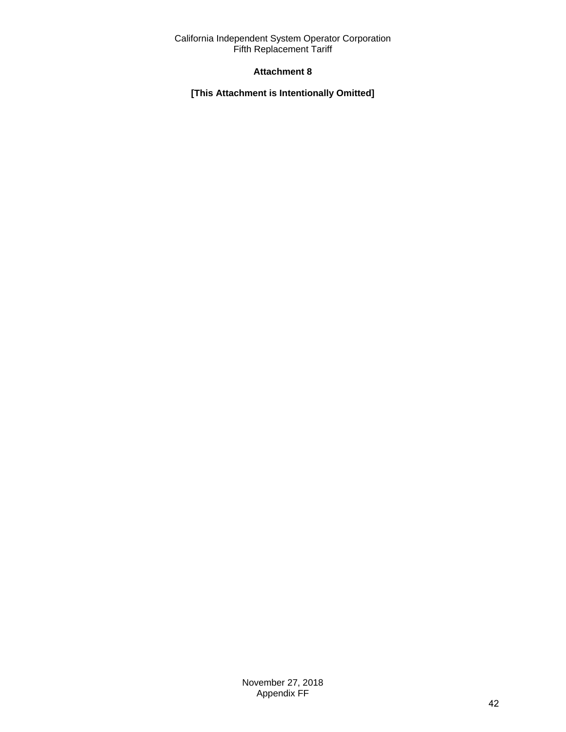# Attachment 8

**[This Attachment is Intentionally Omitted]**